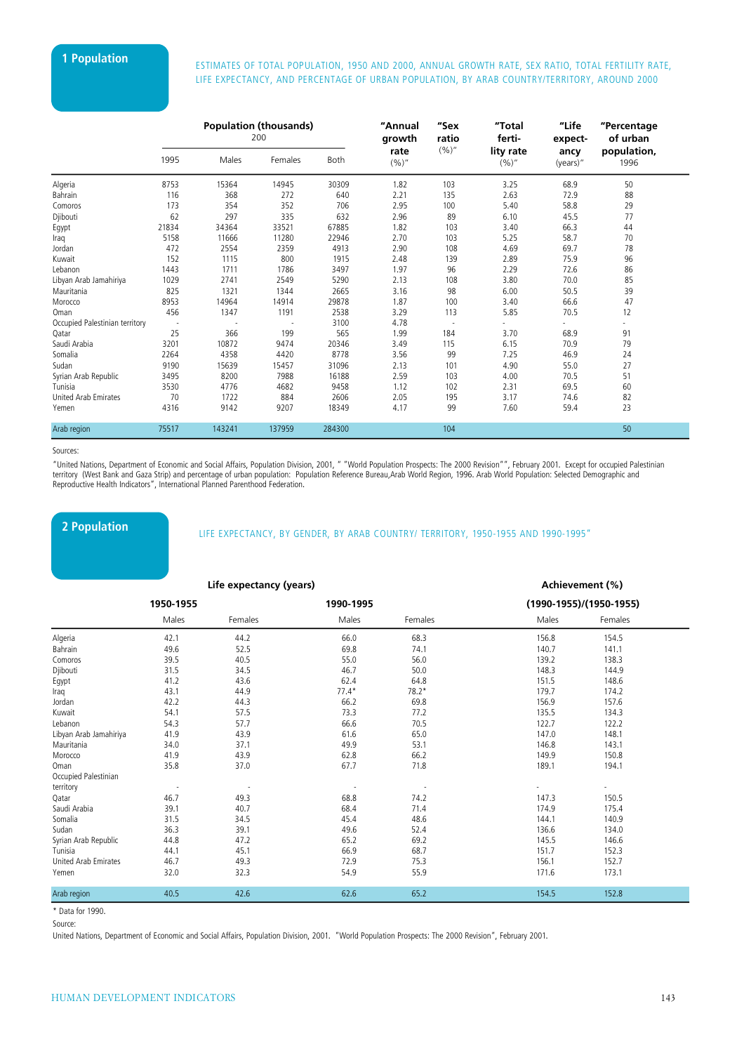## 1 Population

ESTIMATES OF TOTAL POPULATION, 1950 AND 2000, ANNUAL GROWTH RATE, SEX RATIO, TOTAL FERTILITY RATE, LIFE EXPECTANCY, AND PERCENTAGE OF URBAN POPULATION, BY ARAB COUNTRY/TERRITORY, AROUND 2000

| | Population (thousands) 200 | | | | "Annual growth rate (%)" | "Sex ratio (%)" | "Total fertility rate (%)" | "Life expectancy (years)" | "Percentage of urban population, 1996 |
|---|---|---|---|---|---|---|---|---|---|
| | 1995 | Males | Females | Both | | | | | |
| Algeria | 8753 | 15364 | 14945 | 30309 | 1.82 | 103 | 3.25 | 68.9 | 50 |
| Bahrain | 116 | 368 | 272 | 640 | 2.21 | 135 | 2.63 | 72.9 | 88 |
| Comoros | 173 | 354 | 352 | 706 | 2.95 | 100 | 5.40 | 58.8 | 29 |
| Djibouti | 62 | 297 | 335 | 632 | 2.96 | 89 | 6.10 | 45.5 | 77 |
| Egypt | 21834 | 34364 | 33521 | 67885 | 1.82 | 103 | 3.40 | 66.3 | 44 |
| Iraq | 5158 | 11666 | 11280 | 22946 | 2.70 | 103 | 5.25 | 58.7 | 70 |
| Jordan | 472 | 2554 | 2359 | 4913 | 2.90 | 108 | 4.69 | 69.7 | 78 |
| Kuwait | 152 | 1115 | 800 | 1915 | 2.48 | 139 | 2.89 | 75.9 | 96 |
| Lebanon | 1443 | 1711 | 1786 | 3497 | 1.97 | 96 | 2.29 | 72.6 | 86 |
| Libyan Arab Jamahiriya | 1029 | 2741 | 2549 | 5290 | 2.13 | 108 | 3.80 | 70.0 | 85 |
| Mauritania | 825 | 1321 | 1344 | 2665 | 3.16 | 98 | 6.00 | 50.5 | 39 |
| Morocco | 8953 | 14964 | 14914 | 29878 | 1.87 | 100 | 3.40 | 66.6 | 47 |
| Oman | 456 | 1347 | 1191 | 2538 | 3.29 | 113 | 5.85 | 70.5 | 12 |
| Occupied Palestinian territory | - | - | - | 3100 | 4.78 | - | - | - | - |
| Qatar | 25 | 366 | 199 | 565 | 1.99 | 184 | 3.70 | 68.9 | 91 |
| Saudi Arabia | 3201 | 10872 | 9474 | 20346 | 3.49 | 115 | 6.15 | 70.9 | 79 |
| Somalia | 2264 | 4358 | 4420 | 8778 | 3.56 | 99 | 7.25 | 46.9 | 24 |
| Sudan | 9190 | 15639 | 15457 | 31096 | 2.13 | 101 | 4.90 | 55.0 | 27 |
| Syrian Arab Republic | 3495 | 8200 | 7988 | 16188 | 2.59 | 103 | 4.00 | 70.5 | 51 |
| Tunisia | 3530 | 4776 | 4682 | 9458 | 1.12 | 102 | 2.31 | 69.5 | 60 |
| United Arab Emirates | 70 | 1722 | 884 | 2606 | 2.05 | 195 | 3.17 | 74.6 | 82 |
| Yemen | 4316 | 9142 | 9207 | 18349 | 4.17 | 99 | 7.60 | 59.4 | 23 |
| Arab region | 75517 | 143241 | 137959 | 284300 | | 104 | | | 50 |

Sources:

"United Nations, Department of Economic and Social Affairs, Population Division, 2001, " "World Population Prospects: The 2000 Revision"", February 2001. Except for occupied Palestinian territory (West Bank and Gaza Strip) and percentage of urban population: Population Reference Bureau,Arab World Region, 1996. Arab World Population: Selected Demographic and Reproductive Health Indicators", International Planned Parenthood Federation.

## 2 Population

LIFE EXPECTANCY, BY GENDER, BY ARAB COUNTRY/ TERRITORY, 1950-1955 AND 1990-1995"

| | Life expectancy (years) | | | | Achievement (%) | |
|---|---|---|---|---|---|---|
| | 1950-1955 | | 1990-1995 | | (1990-1955)/(1950-1955) | |
| | Males | Females | Males | Females | Males | Females |
| Algeria | 42.1 | 44.2 | 66.0 | 68.3 | 156.8 | 154.5 |
| Bahrain | 49.6 | 52.5 | 69.8 | 74.1 | 140.7 | 141.1 |
| Comoros | 39.5 | 40.5 | 55.0 | 56.0 | 139.2 | 138.3 |
| Djibouti | 31.5 | 34.5 | 46.7 | 50.0 | 148.3 | 144.9 |
| Egypt | 41.2 | 43.6 | 62.4 | 64.8 | 151.5 | 148.6 |
| Iraq | 43.1 | 44.9 | 77.4* | 78.2* | 179.7 | 174.2 |
| Jordan | 42.2 | 44.3 | 66.2 | 69.8 | 156.9 | 157.6 |
| Kuwait | 54.1 | 57.5 | 73.3 | 77.2 | 135.5 | 134.3 |
| Lebanon | 54.3 | 57.7 | 66.6 | 70.5 | 122.7 | 122.2 |
| Libyan Arab Jamahiriya | 41.9 | 43.9 | 61.6 | 65.0 | 147.0 | 148.1 |
| Mauritania | 34.0 | 37.1 | 49.9 | 53.1 | 146.8 | 143.1 |
| Morocco | 41.9 | 43.9 | 62.8 | 66.2 | 149.9 | 150.8 |
| Oman | 35.8 | 37.0 | 67.7 | 71.8 | 189.1 | 194.1 |
| Occupied Palestinian territory | - | - | - | - | - | - |
| Qatar | 46.7 | 49.3 | 68.8 | 74.2 | 147.3 | 150.5 |
| Saudi Arabia | 39.1 | 40.7 | 68.4 | 71.4 | 174.9 | 175.4 |
| Somalia | 31.5 | 34.5 | 45.4 | 48.6 | 144.1 | 140.9 |
| Sudan | 36.3 | 39.1 | 49.6 | 52.4 | 136.6 | 134.0 |
| Syrian Arab Republic | 44.8 | 47.2 | 65.2 | 69.2 | 145.5 | 146.6 |
| Tunisia | 44.1 | 45.1 | 66.9 | 68.7 | 151.7 | 152.3 |
| United Arab Emirates | 46.7 | 49.3 | 72.9 | 75.3 | 156.1 | 152.7 |
| Yemen | 32.0 | 32.3 | 54.9 | 55.9 | 171.6 | 173.1 |
| Arab region | 40.5 | 42.6 | 62.6 | 65.2 | 154.5 | 152.8 |

\* Data for 1990.

Source:

United Nations, Department of Economic and Social Affairs, Population Division, 2001. "World Population Prospects: The 2000 Revision", February 2001.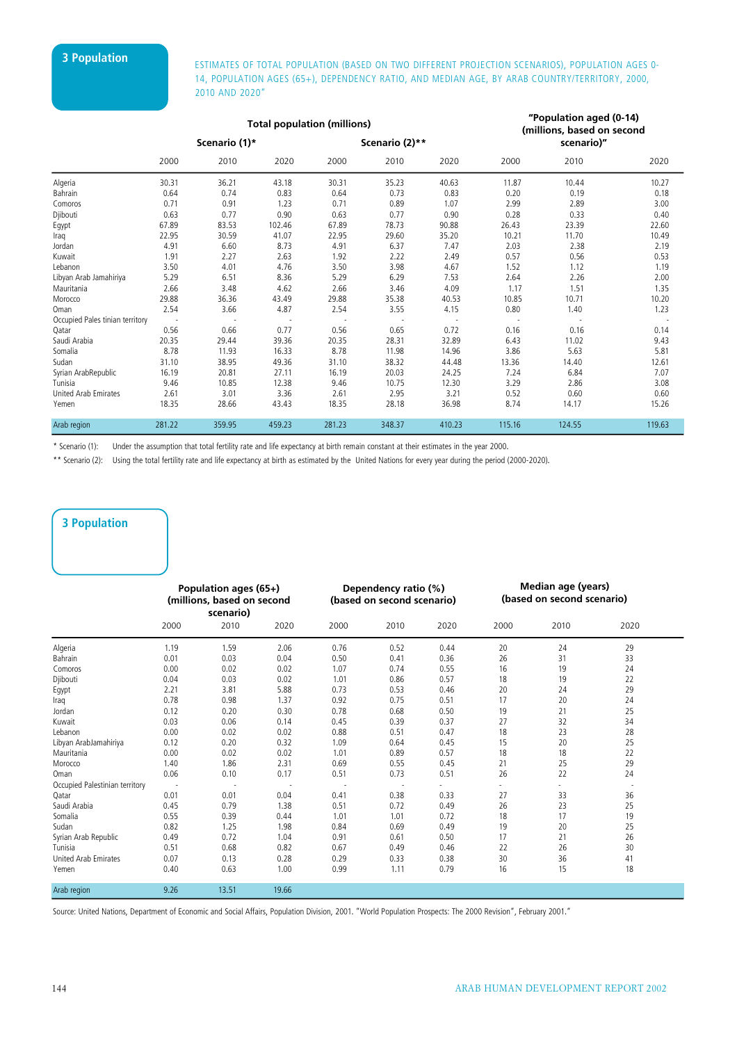## 3 Population

ESTIMATES OF TOTAL POPULATION (BASED ON TWO DIFFERENT PROJECTION SCENARIOS), POPULATION AGES 0-14, POPULATION AGES (65+), DEPENDENCY RATIO, AND MEDIAN AGE, BY ARAB COUNTRY/TERRITORY, 2000, 2010 AND 2020"

| | Total population (millions) | | | | | | "Population aged (0-14) (millions, based on second scenario)" | | |
|---|---|---|---|---|---|---|---|---|---|
| | Scenario (1)* | | | Scenario (2)** | | | | | |
| | 2000 | 2010 | 2020 | 2000 | 2010 | 2020 | 2000 | 2010 | 2020 |
| Algeria | 30.31 | 36.21 | 43.18 | 30.31 | 35.23 | 40.63 | 11.87 | 10.44 | 10.27 |
| Bahrain | 0.64 | 0.74 | 0.83 | 0.64 | 0.73 | 0.83 | 0.20 | 0.19 | 0.18 |
| Comoros | 0.71 | 0.91 | 1.23 | 0.71 | 0.89 | 1.07 | 2.99 | 2.89 | 3.00 |
| Djibouti | 0.63 | 0.77 | 0.90 | 0.63 | 0.77 | 0.90 | 0.28 | 0.33 | 0.40 |
| Egypt | 67.89 | 83.53 | 102.46 | 67.89 | 78.73 | 90.88 | 26.43 | 23.39 | 22.60 |
| Iraq | 22.95 | 30.59 | 41.07 | 22.95 | 29.60 | 35.20 | 10.21 | 11.70 | 10.49 |
| Jordan | 4.91 | 6.60 | 8.73 | 4.91 | 6.37 | 7.47 | 2.03 | 2.38 | 2.19 |
| Kuwait | 1.91 | 2.27 | 2.63 | 1.92 | 2.22 | 2.49 | 0.57 | 0.56 | 0.53 |
| Lebanon | 3.50 | 4.01 | 4.76 | 3.50 | 3.98 | 4.67 | 1.52 | 1.12 | 1.19 |
| Libyan Arab Jamahiriya | 5.29 | 6.51 | 8.36 | 5.29 | 6.29 | 7.53 | 2.64 | 2.26 | 2.00 |
| Mauritania | 2.66 | 3.48 | 4.62 | 2.66 | 3.46 | 4.09 | 1.17 | 1.51 | 1.35 |
| Morocco | 29.88 | 36.36 | 43.49 | 29.88 | 35.38 | 40.53 | 10.85 | 10.71 | 10.20 |
| Oman | 2.54 | 3.66 | 4.87 | 2.54 | 3.55 | 4.15 | 0.80 | 1.40 | 1.23 |
| Occupied Pales tinian territory | - | - | - | - | - | - | - | - | - |
| Qatar | 0.56 | 0.66 | 0.77 | 0.56 | 0.65 | 0.72 | 0.16 | 0.16 | 0.14 |
| Saudi Arabia | 20.35 | 29.44 | 39.36 | 20.35 | 28.31 | 32.89 | 6.43 | 11.02 | 9.43 |
| Somalia | 8.78 | 11.93 | 16.33 | 8.78 | 11.98 | 14.96 | 3.86 | 5.63 | 5.81 |
| Sudan | 31.10 | 38.95 | 49.36 | 31.10 | 38.32 | 44.48 | 13.36 | 14.40 | 12.61 |
| Syrian ArabRepublic | 16.19 | 20.81 | 27.11 | 16.19 | 20.03 | 24.25 | 7.24 | 6.84 | 7.07 |
| Tunisia | 9.46 | 10.85 | 12.38 | 9.46 | 10.75 | 12.30 | 3.29 | 2.86 | 3.08 |
| United Arab Emirates | 2.61 | 3.01 | 3.36 | 2.61 | 2.95 | 3.21 | 0.52 | 0.60 | 0.60 |
| Yemen | 18.35 | 28.66 | 43.43 | 18.35 | 28.18 | 36.98 | 8.74 | 14.17 | 15.26 |
| Arab region | 281.22 | 359.95 | 459.23 | 281.23 | 348.37 | 410.23 | 115.16 | 124.55 | 119.63 |

\* Scenario (1): Under the assumption that total fertility rate and life expectancy at birth remain constant at their estimates in the year 2000.

\*\* Scenario (2): Using the total fertility rate and life expectancy at birth as estimated by the United Nations for every year during the period (2000-2020).

## 3 Population

| | Population ages (65+) (millions, based on second scenario) | | | Dependency ratio (%) (based on second scenario) | | | Median age (years) (based on second scenario) | | |
|---|---|---|---|---|---|---|---|---|---|
| | 2000 | 2010 | 2020 | 2000 | 2010 | 2020 | 2000 | 2010 | 2020 |
| Algeria | 1.19 | 1.59 | 2.06 | 0.76 | 0.52 | 0.44 | 20 | 24 | 29 |
| Bahrain | 0.01 | 0.03 | 0.04 | 0.50 | 0.41 | 0.36 | 26 | 31 | 33 |
| Comoros | 0.00 | 0.02 | 0.02 | 1.07 | 0.74 | 0.55 | 16 | 19 | 24 |
| Djibouti | 0.04 | 0.03 | 0.02 | 1.01 | 0.86 | 0.57 | 18 | 19 | 22 |
| Egypt | 2.21 | 3.81 | 5.88 | 0.73 | 0.53 | 0.46 | 20 | 24 | 29 |
| Iraq | 0.78 | 0.98 | 1.37 | 0.92 | 0.75 | 0.51 | 17 | 20 | 24 |
| Jordan | 0.12 | 0.20 | 0.30 | 0.78 | 0.68 | 0.50 | 19 | 21 | 25 |
| Kuwait | 0.03 | 0.06 | 0.14 | 0.45 | 0.39 | 0.37 | 27 | 32 | 34 |
| Lebanon | 0.00 | 0.02 | 0.02 | 0.88 | 0.51 | 0.47 | 18 | 23 | 28 |
| Libyan ArabJamahiriya | 0.12 | 0.20 | 0.32 | 1.09 | 0.64 | 0.45 | 15 | 20 | 25 |
| Mauritania | 0.00 | 0.02 | 0.02 | 1.01 | 0.89 | 0.57 | 18 | 18 | 22 |
| Morocco | 1.40 | 1.86 | 2.31 | 0.69 | 0.55 | 0.45 | 21 | 25 | 29 |
| Oman | 0.06 | 0.10 | 0.17 | 0.51 | 0.73 | 0.51 | 26 | 22 | 24 |
| Occupied Palestinian territory | - | - | - | - | - | - | - | - | - |
| Qatar | 0.01 | 0.01 | 0.04 | 0.41 | 0.38 | 0.33 | 27 | 33 | 36 |
| Saudi Arabia | 0.45 | 0.79 | 1.38 | 0.51 | 0.72 | 0.49 | 26 | 23 | 25 |
| Somalia | 0.55 | 0.39 | 0.44 | 1.01 | 1.01 | 0.72 | 18 | 17 | 19 |
| Sudan | 0.82 | 1.25 | 1.98 | 0.84 | 0.69 | 0.49 | 19 | 20 | 25 |
| Syrian Arab Republic | 0.49 | 0.72 | 1.04 | 0.91 | 0.61 | 0.50 | 17 | 21 | 26 |
| Tunisia | 0.51 | 0.68 | 0.82 | 0.67 | 0.49 | 0.46 | 22 | 26 | 30 |
| United Arab Emirates | 0.07 | 0.13 | 0.28 | 0.29 | 0.33 | 0.38 | 30 | 36 | 41 |
| Yemen | 0.40 | 0.63 | 1.00 | 0.99 | 1.11 | 0.79 | 16 | 15 | 18 |
| Arab region | 9.26 | 13.51 | 19.66 | | | | | | |

Source: United Nations, Department of Economic and Social Affairs, Population Division, 2001. "World Population Prospects: The 2000 Revision", February 2001."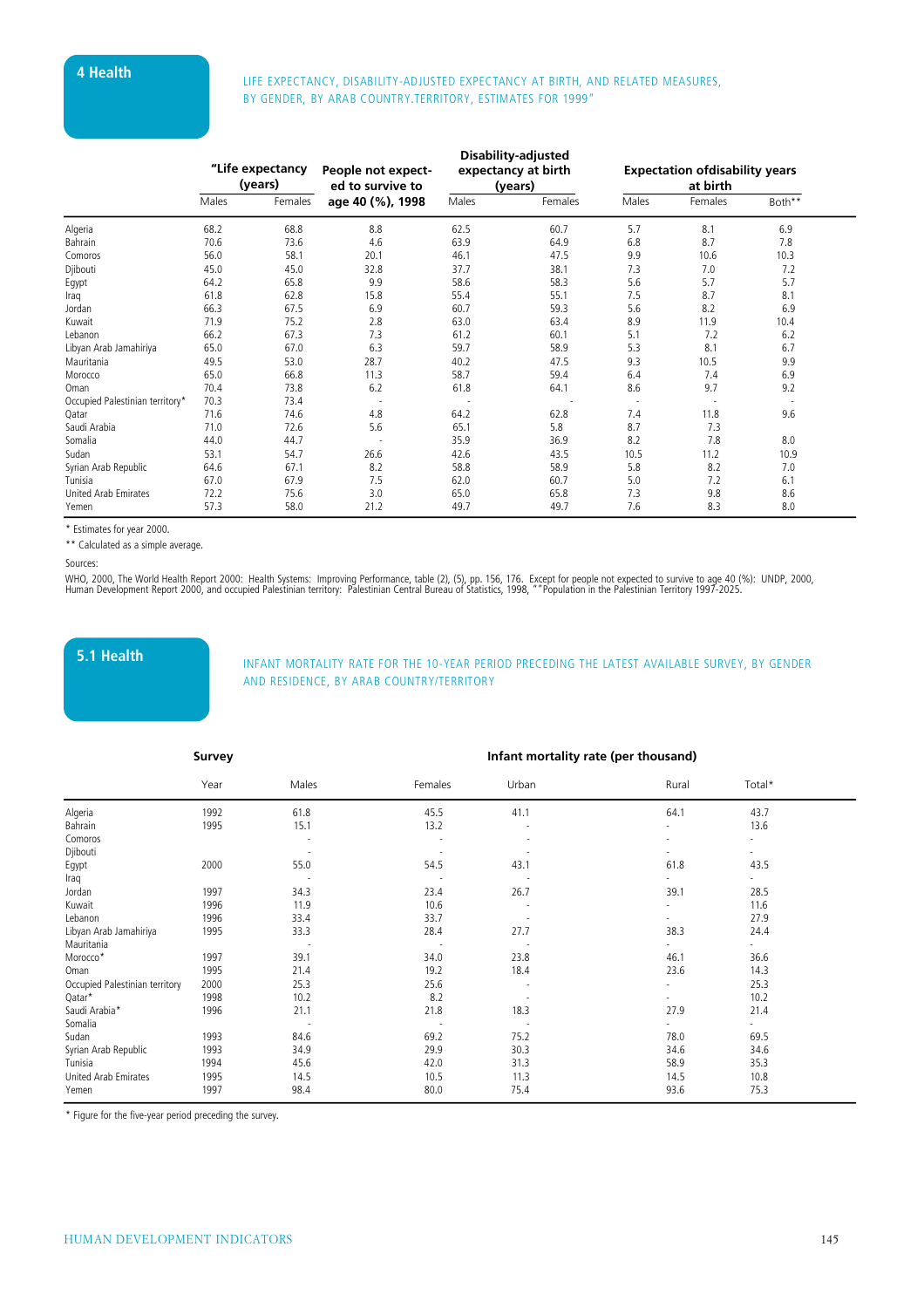## 4 Health

LIFE EXPECTANCY, DISABILITY-ADJUSTED EXPECTANCY AT BIRTH, AND RELATED MEASURES, BY GENDER, BY ARAB COUNTRY.TERRITORY, ESTIMATES FOR 1999"

| | "Life expectancy (years) | | People not expected to survive to age 40 (%), 1998 | Disability-adjusted expectancy at birth (years) | | Expectation ofdisability years at birth | | |
|---|---|---|---|---|---|---|---|---|
| | Males | Females | | Males | Females | Males | Females | Both** |
| Algeria | 68.2 | 68.8 | 8.8 | 62.5 | 60.7 | 5.7 | 8.1 | 6.9 |
| Bahrain | 70.6 | 73.6 | 4.6 | 63.9 | 64.9 | 6.8 | 8.7 | 7.8 |
| Comoros | 56.0 | 58.1 | 20.1 | 46.1 | 47.5 | 9.9 | 10.6 | 10.3 |
| Djibouti | 45.0 | 45.0 | 32.8 | 37.7 | 38.1 | 7.3 | 7.0 | 7.2 |
| Egypt | 64.2 | 65.8 | 9.9 | 58.6 | 58.3 | 5.6 | 5.7 | 5.7 |
| Iraq | 61.8 | 62.8 | 15.8 | 55.4 | 55.1 | 7.5 | 8.7 | 8.1 |
| Jordan | 66.3 | 67.5 | 6.9 | 60.7 | 59.3 | 5.6 | 8.2 | 6.9 |
| Kuwait | 71.9 | 75.2 | 2.8 | 63.0 | 63.4 | 8.9 | 11.9 | 10.4 |
| Lebanon | 66.2 | 67.3 | 7.3 | 61.2 | 60.1 | 5.1 | 7.2 | 6.2 |
| Libyan Arab Jamahiriya | 65.0 | 67.0 | 6.3 | 59.7 | 58.9 | 5.3 | 8.1 | 6.7 |
| Mauritania | 49.5 | 53.0 | 28.7 | 40.2 | 47.5 | 9.3 | 10.5 | 9.9 |
| Morocco | 65.0 | 66.8 | 11.3 | 58.7 | 59.4 | 6.4 | 7.4 | 6.9 |
| Oman | 70.4 | 73.8 | 6.2 | 61.8 | 64.1 | 8.6 | 9.7 | 9.2 |
| Occupied Palestinian territory* | 70.3 | 73.4 | - | - | - | - | - | - |
| Qatar | 71.6 | 74.6 | 4.8 | 64.2 | 62.8 | 7.4 | 11.8 | 9.6 |
| Saudi Arabia | 71.0 | 72.6 | 5.6 | 65.1 | 5.8 | 8.7 | 7.3 | |
| Somalia | 44.0 | 44.7 | - | 35.9 | 36.9 | 8.2 | 7.8 | 8.0 |
| Sudan | 53.1 | 54.7 | 26.6 | 42.6 | 43.5 | 10.5 | 11.2 | 10.9 |
| Syrian Arab Republic | 64.6 | 67.1 | 8.2 | 58.8 | 58.9 | 5.8 | 8.2 | 7.0 |
| Tunisia | 67.0 | 67.9 | 7.5 | 62.0 | 60.7 | 5.0 | 7.2 | 6.1 |
| United Arab Emirates | 72.2 | 75.6 | 3.0 | 65.0 | 65.8 | 7.3 | 9.8 | 8.6 |
| Yemen | 57.3 | 58.0 | 21.2 | 49.7 | 49.7 | 7.6 | 8.3 | 8.0 |

\* Estimates for year 2000.

** Calculated as a simple average.

Sources:

WHO, 2000, The World Health Report 2000: Health Systems: Improving Performance, table (2), (5), pp. 156, 176. Except for people not expected to survive to age 40 (%): UNDP, 2000, Human Development Report 2000, and occupied Palestinian territory: Palestinian Central Bureau of Statistics, 1998, ""Population in the Palestinian Territory 1997-2025.

## 5.1 Health

INFANT MORTALITY RATE FOR THE 10-YEAR PERIOD PRECEDING THE LATEST AVAILABLE SURVEY, BY GENDER AND RESIDENCE, BY ARAB COUNTRY/TERRITORY

| | Survey | Infant mortality rate (per thousand) | | | | |
|---|---|---|---|---|---|---|
| | Year | Males | Females | Urban | Rural | Total* |
| Algeria | 1992 | 61.8 | 45.5 | 41.1 | 64.1 | 43.7 |
| Bahrain | 1995 | 15.1 | 13.2 | - | - | 13.6 |
| Comoros | | - | - | - | - | - |
| Djibouti | | - | - | - | - | - |
| Egypt | 2000 | 55.0 | 54.5 | 43.1 | 61.8 | 43.5 |
| Iraq | | - | - | - | - | - |
| Jordan | 1997 | 34.3 | 23.4 | 26.7 | 39.1 | 28.5 |
| Kuwait | 1996 | 11.9 | 10.6 | - | - | 11.6 |
| Lebanon | 1996 | 33.4 | 33.7 | - | - | 27.9 |
| Libyan Arab Jamahiriya | 1995 | 33.3 | 28.4 | 27.7 | 38.3 | 24.4 |
| Mauritania | | - | - | - | - | - |
| Morocco* | 1997 | 39.1 | 34.0 | 23.8 | 46.1 | 36.6 |
| Oman | 1995 | 21.4 | 19.2 | 18.4 | 23.6 | 14.3 |
| Occupied Palestinian territory | 2000 | 25.3 | 25.6 | - | - | 25.3 |
| Qatar* | 1998 | 10.2 | 8.2 | - | - | 10.2 |
| Saudi Arabia* | 1996 | 21.1 | 21.8 | 18.3 | 27.9 | 21.4 |
| Somalia | | - | - | - | - | - |
| Sudan | 1993 | 84.6 | 69.2 | 75.2 | 78.0 | 69.5 |
| Syrian Arab Republic | 1993 | 34.9 | 29.9 | 30.3 | 34.6 | 34.6 |
| Tunisia | 1994 | 45.6 | 42.0 | 31.3 | 58.9 | 35.3 |
| United Arab Emirates | 1995 | 14.5 | 10.5 | 11.3 | 14.5 | 10.8 |
| Yemen | 1997 | 98.4 | 80.0 | 75.4 | 93.6 | 75.3 |

\* Figure for the five-year period preceding the survey.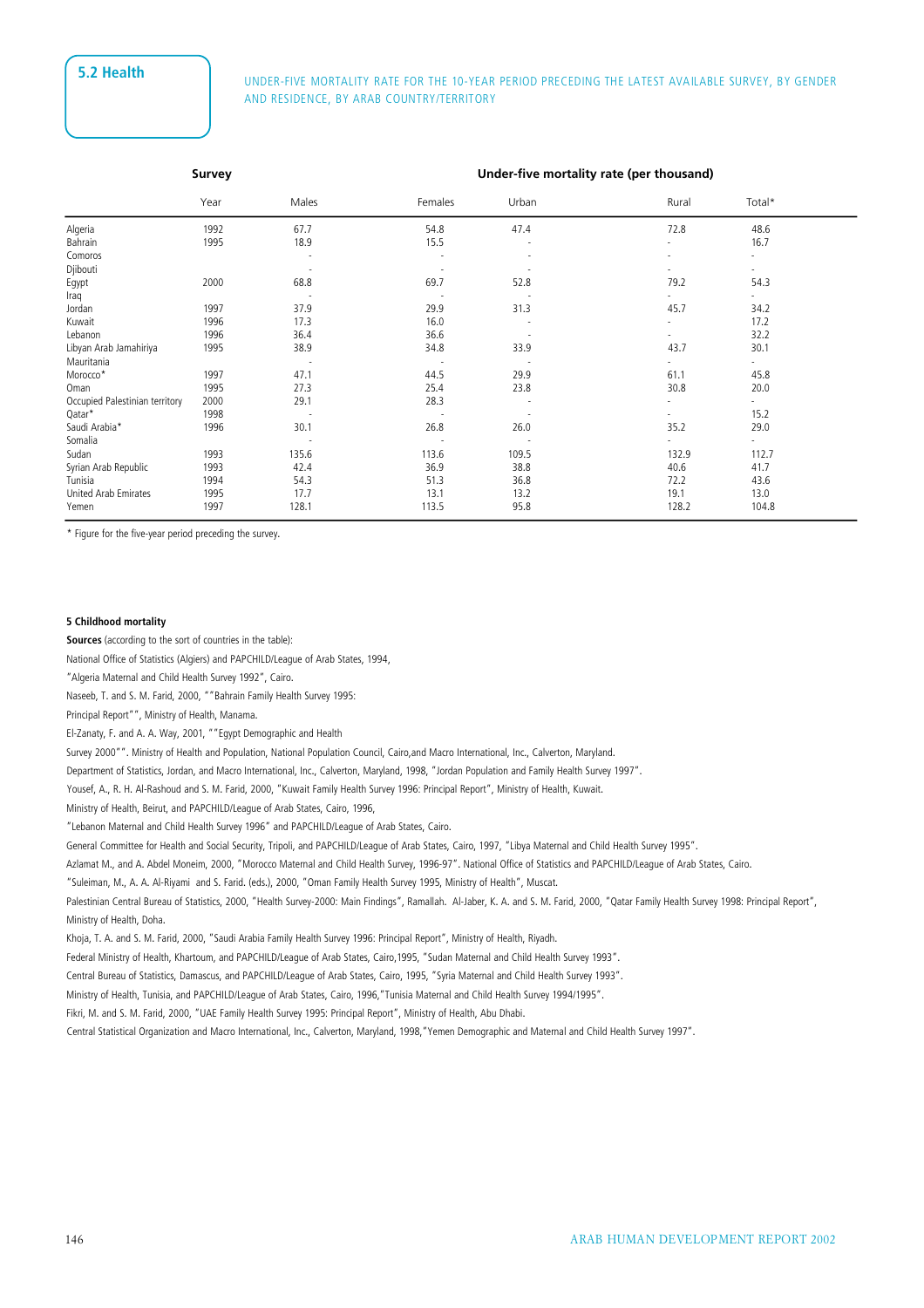## 5.2 Health

UNDER-FIVE MORTALITY RATE FOR THE 10-YEAR PERIOD PRECEDING THE LATEST AVAILABLE SURVEY, BY GENDER AND RESIDENCE, BY ARAB COUNTRY/TERRITORY

| | Survey | Under-five mortality rate (per thousand) | | | | |
|---|---|---|---|---|---|---|
| | Year | Males | Females | Urban | Rural | Total* |
| Algeria | 1992 | 67.7 | 54.8 | 47.4 | 72.8 | 48.6 |
| Bahrain | 1995 | 18.9 | 15.5 | - | - | 16.7 |
| Comoros | | - | - | - | - | - |
| Djibouti | | - | - | - | - | - |
| Egypt | 2000 | 68.8 | 69.7 | 52.8 | 79.2 | 54.3 |
| Iraq | | - | - | - | - | - |
| Jordan | 1997 | 37.9 | 29.9 | 31.3 | 45.7 | 34.2 |
| Kuwait | 1996 | 17.3 | 16.0 | - | - | 17.2 |
| Lebanon | 1996 | 36.4 | 36.6 | - | - | 32.2 |
| Libyan Arab Jamahiriya | 1995 | 38.9 | 34.8 | 33.9 | 43.7 | 30.1 |
| Mauritania | | - | - | - | - | - |
| Morocco* | 1997 | 47.1 | 44.5 | 29.9 | 61.1 | 45.8 |
| Oman | 1995 | 27.3 | 25.4 | 23.8 | 30.8 | 20.0 |
| Occupied Palestinian territory | 2000 | 29.1 | 28.3 | - | - | - |
| Qatar* | 1998 | - | - | - | - | 15.2 |
| Saudi Arabia* | 1996 | 30.1 | 26.8 | 26.0 | 35.2 | 29.0 |
| Somalia | | - | - | - | - | - |
| Sudan | 1993 | 135.6 | 113.6 | 109.5 | 132.9 | 112.7 |
| Syrian Arab Republic | 1993 | 42.4 | 36.9 | 38.8 | 40.6 | 41.7 |
| Tunisia | 1994 | 54.3 | 51.3 | 36.8 | 72.2 | 43.6 |
| United Arab Emirates | 1995 | 17.7 | 13.1 | 13.2 | 19.1 | 13.0 |
| Yemen | 1997 | 128.1 | 113.5 | 95.8 | 128.2 | 104.8 |

* Figure for the five-year period preceding the survey.

**5 Childhood mortality**

**Sources** (according to the sort of countries in the table):

National Office of Statistics (Algiers) and PAPCHILD/League of Arab States, 1994,

"Algeria Maternal and Child Health Survey 1992", Cairo.

Naseeb, T. and S. M. Farid, 2000, ""Bahrain Family Health Survey 1995:

Principal Report"", Ministry of Health, Manama.

El-Zanaty, F. and A. A. Way, 2001, ""Egypt Demographic and Health

Survey 2000"". Ministry of Health and Population, National Population Council, Cairo,and Macro International, Inc., Calverton, Maryland.

Department of Statistics, Jordan, and Macro International, Inc., Calverton, Maryland, 1998, "Jordan Population and Family Health Survey 1997".

Yousef, A., R. H. Al-Rashoud and S. M. Farid, 2000, "Kuwait Family Health Survey 1996: Principal Report", Ministry of Health, Kuwait.

Ministry of Health, Beirut, and PAPCHILD/League of Arab States, Cairo, 1996,

"Lebanon Maternal and Child Health Survey 1996" and PAPCHILD/League of Arab States, Cairo.

General Committee for Health and Social Security, Tripoli, and PAPCHILD/League of Arab States, Cairo, 1997, "Libya Maternal and Child Health Survey 1995".

Azlamat M., and A. Abdel Moneim, 2000, "Morocco Maternal and Child Health Survey, 1996-97". National Office of Statistics and PAPCHILD/League of Arab States, Cairo.

"Suleiman, M., A. A. Al-Riyami and S. Farid. (eds.), 2000, "Oman Family Health Survey 1995, Ministry of Health", Muscat.

Palestinian Central Bureau of Statistics, 2000, "Health Survey-2000: Main Findings", Ramallah. Al-Jaber, K. A. and S. M. Farid, 2000, "Qatar Family Health Survey 1998: Principal Report", Ministry of Health, Doha.

Khoja, T. A. and S. M. Farid, 2000, "Saudi Arabia Family Health Survey 1996: Principal Report", Ministry of Health, Riyadh.

Federal Ministry of Health, Khartoum, and PAPCHILD/League of Arab States, Cairo,1995, "Sudan Maternal and Child Health Survey 1993".

Central Bureau of Statistics, Damascus, and PAPCHILD/League of Arab States, Cairo, 1995, "Syria Maternal and Child Health Survey 1993".

Ministry of Health, Tunisia, and PAPCHILD/League of Arab States, Cairo, 1996,"Tunisia Maternal and Child Health Survey 1994/1995".

Fikri, M. and S. M. Farid, 2000, "UAE Family Health Survey 1995: Principal Report", Ministry of Health, Abu Dhabi.

Central Statistical Organization and Macro International, Inc., Calverton, Maryland, 1998,"Yemen Demographic and Maternal and Child Health Survey 1997".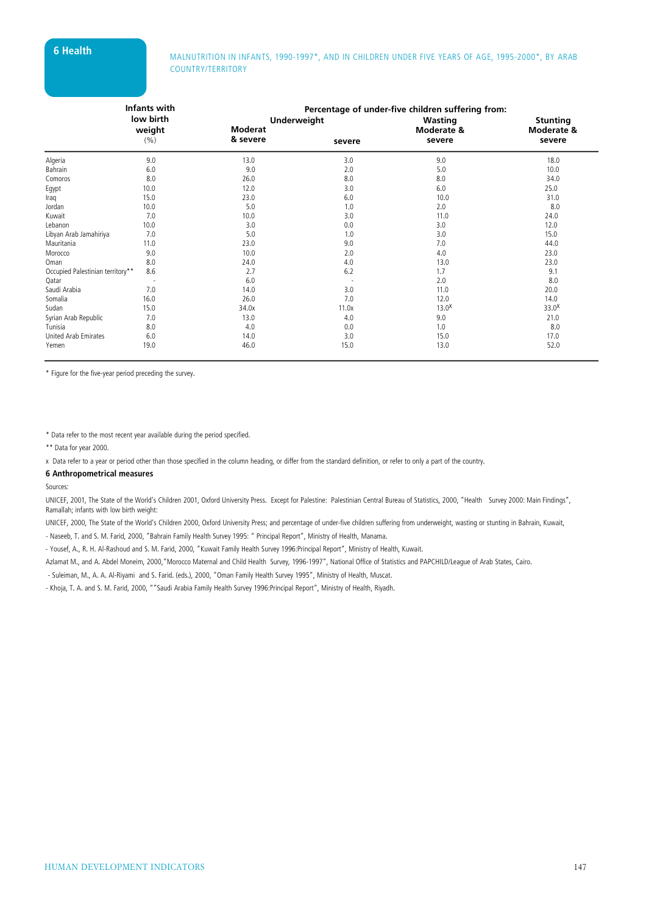# 6 Health

MALNUTRITION IN INFANTS, 1990-1997*, AND IN CHILDREN UNDER FIVE YEARS OF AGE, 1995-2000*, BY ARAB COUNTRY/TERRITORY

| | Infants with low birth weight (%) | Percentage of under-five children suffering from: | | | |
|---|---|---|---|---|---|
| | | Underweight | | Wasting | Stunting |
| | | Moderat & severe | severe | Moderate & severe | Moderate & severe |
| Algeria | 9.0 | 13.0 | 3.0 | 9.0 | 18.0 |
| Bahrain | 6.0 | 9.0 | 2.0 | 5.0 | 10.0 |
| Comoros | 8.0 | 26.0 | 8.0 | 8.0 | 34.0 |
| Egypt | 10.0 | 12.0 | 3.0 | 6.0 | 25.0 |
| Iraq | 15.0 | 23.0 | 6.0 | 10.0 | 31.0 |
| Jordan | 10.0 | 5.0 | 1.0 | 2.0 | 8.0 |
| Kuwait | 7.0 | 10.0 | 3.0 | 11.0 | 24.0 |
| Lebanon | 10.0 | 3.0 | 0.0 | 3.0 | 12.0 |
| Libyan Arab Jamahiriya | 7.0 | 5.0 | 1.0 | 3.0 | 15.0 |
| Mauritania | 11.0 | 23.0 | 9.0 | 7.0 | 44.0 |
| Morocco | 9.0 | 10.0 | 2.0 | 4.0 | 23.0 |
| Oman | 8.0 | 24.0 | 4.0 | 13.0 | 23.0 |
| Occupied Palestinian territory** | 8.6 | 2.7 | 6.2 | 1.7 | 9.1 |
| Qatar | - | 6.0 | - | 2.0 | 8.0 |
| Saudi Arabia | 7.0 | 14.0 | 3.0 | 11.0 | 20.0 |
| Somalia | 16.0 | 26.0 | 7.0 | 12.0 | 14.0 |
| Sudan | 15.0 | 34.0x | 11.0x | 13.0x | 33.0x |
| Syrian Arab Republic | 7.0 | 13.0 | 4.0 | 9.0 | 21.0 |
| Tunisia | 8.0 | 4.0 | 0.0 | 1.0 | 8.0 |
| United Arab Emirates | 6.0 | 14.0 | 3.0 | 15.0 | 17.0 |
| Yemen | 19.0 | 46.0 | 15.0 | 13.0 | 52.0 |

* Figure for the five-year period preceding the survey.

* Data refer to the most recent year available during the period specified.

** Data for year 2000.

x Data refer to a year or period other than those specified in the column heading, or differ from the standard definition, or refer to only a part of the country.

**6 Anthropometrical measures**

Sources:

UNICEF, 2001, The State of the World's Children 2001, Oxford University Press. Except for Palestine: Palestinian Central Bureau of Statistics, 2000, "Health Survey 2000: Main Findings", Ramallah; infants with low birth weight:

UNICEF, 2000, The State of the World's Children 2000, Oxford University Press; and percentage of under-five children suffering from underweight, wasting or stunting in Bahrain, Kuwait,

- Naseeb, T. and S. M. Farid, 2000, "Bahrain Family Health Survey 1995: " Principal Report", Ministry of Health, Manama.

- Yousef, A., R. H. Al-Rashoud and S. M. Farid, 2000, "Kuwait Family Health Survey 1996:Principal Report", Ministry of Health, Kuwait.

Azlamat M., and A. Abdel Moneim, 2000,"Morocco Maternal and Child Health Survey, 1996-1997", National Office of Statistics and PAPCHILD/League of Arab States, Cairo.

- Suleiman, M., A. A. Al-Riyami and S. Farid. (eds.), 2000, "Oman Family Health Survey 1995", Ministry of Health, Muscat.

- Khoja, T. A. and S. M. Farid, 2000, ""Saudi Arabia Family Health Survey 1996:Principal Report", Ministry of Health, Riyadh.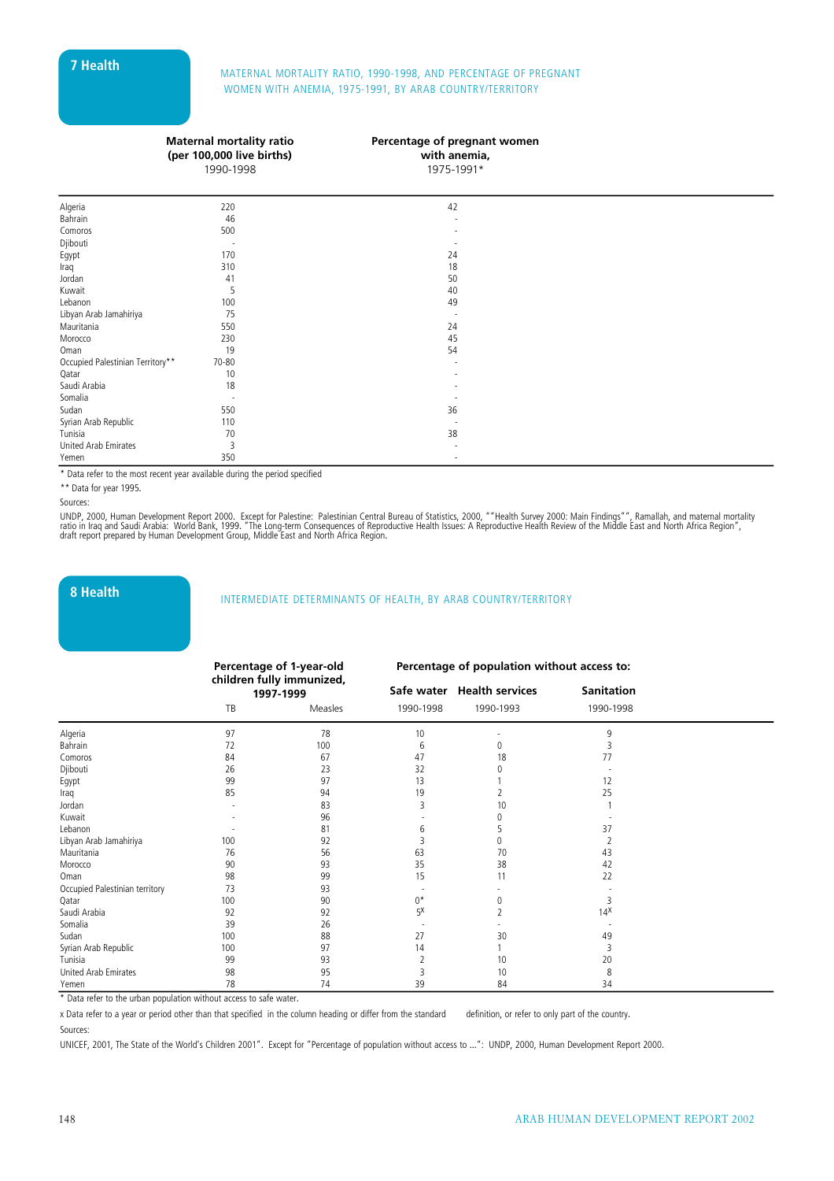## 7 Health

MATERNAL MORTALITY RATIO, 1990-1998, AND PERCENTAGE OF PREGNANT WOMEN WITH ANEMIA, 1975-1991, BY ARAB COUNTRY/TERRITORY

| | Maternal mortality ratio (per 100,000 live births) 1990-1998 | Percentage of pregnant women with anemia, 1975-1991* |
|---|---|---|
| Algeria | 220 | 42 |
| Bahrain | 46 | - |
| Comoros | 500 | - |
| Djibouti | - | - |
| Egypt | 170 | 24 |
| Iraq | 310 | 18 |
| Jordan | 41 | 50 |
| Kuwait | 5 | 40 |
| Lebanon | 100 | 49 |
| Libyan Arab Jamahiriya | 75 | - |
| Mauritania | 550 | 24 |
| Morocco | 230 | 45 |
| Oman | 19 | 54 |
| Occupied Palestinian Territory** | 70-80 | - |
| Qatar | 10 | - |
| Saudi Arabia | 18 | - |
| Somalia | - | - |
| Sudan | 550 | 36 |
| Syrian Arab Republic | 110 | - |
| Tunisia | 70 | 38 |
| United Arab Emirates | 3 | - |
| Yemen | 350 | - |

\* Data refer to the most recent year available during the period specified

** Data for year 1995.

Sources:

UNDP, 2000, Human Development Report 2000. Except for Palestine: Palestinian Central Bureau of Statistics, 2000, ""Health Survey 2000: Main Findings"", Ramallah, and maternal mortality ratio in Iraq and Saudi Arabia: World Bank, 1999. "The Long-term Consequences of Reproductive Health Issues: A Reproductive Health Review of the Middle East and North Africa Region", draft report prepared by Human Development Group, Middle East and North Africa Region.

## 8 Health

INTERMEDIATE DETERMINANTS OF HEALTH, BY ARAB COUNTRY/TERRITORY

| | Percentage of 1-year-old children fully immunized, 1997-1999 | | Percentage of population without access to: | | |
|---|---|---|---|---|---|
| | | | Safe water | Health services | Sanitation |
| | TB | Measles | 1990-1998 | 1990-1993 | 1990-1998 |
| Algeria | 97 | 78 | 10 | - | 9 |
| Bahrain | 72 | 100 | 6 | 0 | 3 |
| Comoros | 84 | 67 | 47 | 18 | 77 |
| Djibouti | 26 | 23 | 32 | 0 | - |
| Egypt | 99 | 97 | 13 | 1 | 12 |
| Iraq | 85 | 94 | 19 | 2 | 25 |
| Jordan | - | 83 | 3 | 10 | 1 |
| Kuwait | - | 96 | - | 0 | - |
| Lebanon | - | 81 | 6 | 5 | 37 |
| Libyan Arab Jamahiriya | 100 | 92 | 3 | 0 | 2 |
| Mauritania | 76 | 56 | 63 | 70 | 43 |
| Morocco | 90 | 93 | 35 | 38 | 42 |
| Oman | 98 | 99 | 15 | 11 | 22 |
| Occupied Palestinian territory | 73 | 93 | - | - | - |
| Qatar | 100 | 90 | 0* | 0 | 3 |
| Saudi Arabia | 92 | 92 | 5x | 2 | 14x |
| Somalia | 39 | 26 | - | - | - |
| Sudan | 100 | 88 | 27 | 30 | 49 |
| Syrian Arab Republic | 100 | 97 | 14 | 1 | 3 |
| Tunisia | 99 | 93 | 2 | 10 | 20 |
| United Arab Emirates | 98 | 95 | 3 | 10 | 8 |
| Yemen | 78 | 74 | 39 | 84 | 34 |

\* Data refer to the urban population without access to safe water.

x Data refer to a year or period other than that specified in the column heading or differ from the standard definition, or refer to only part of the country.

Sources:

UNICEF, 2001, The State of the World's Children 2001". Except for "Percentage of population without access to ...": UNDP, 2000, Human Development Report 2000.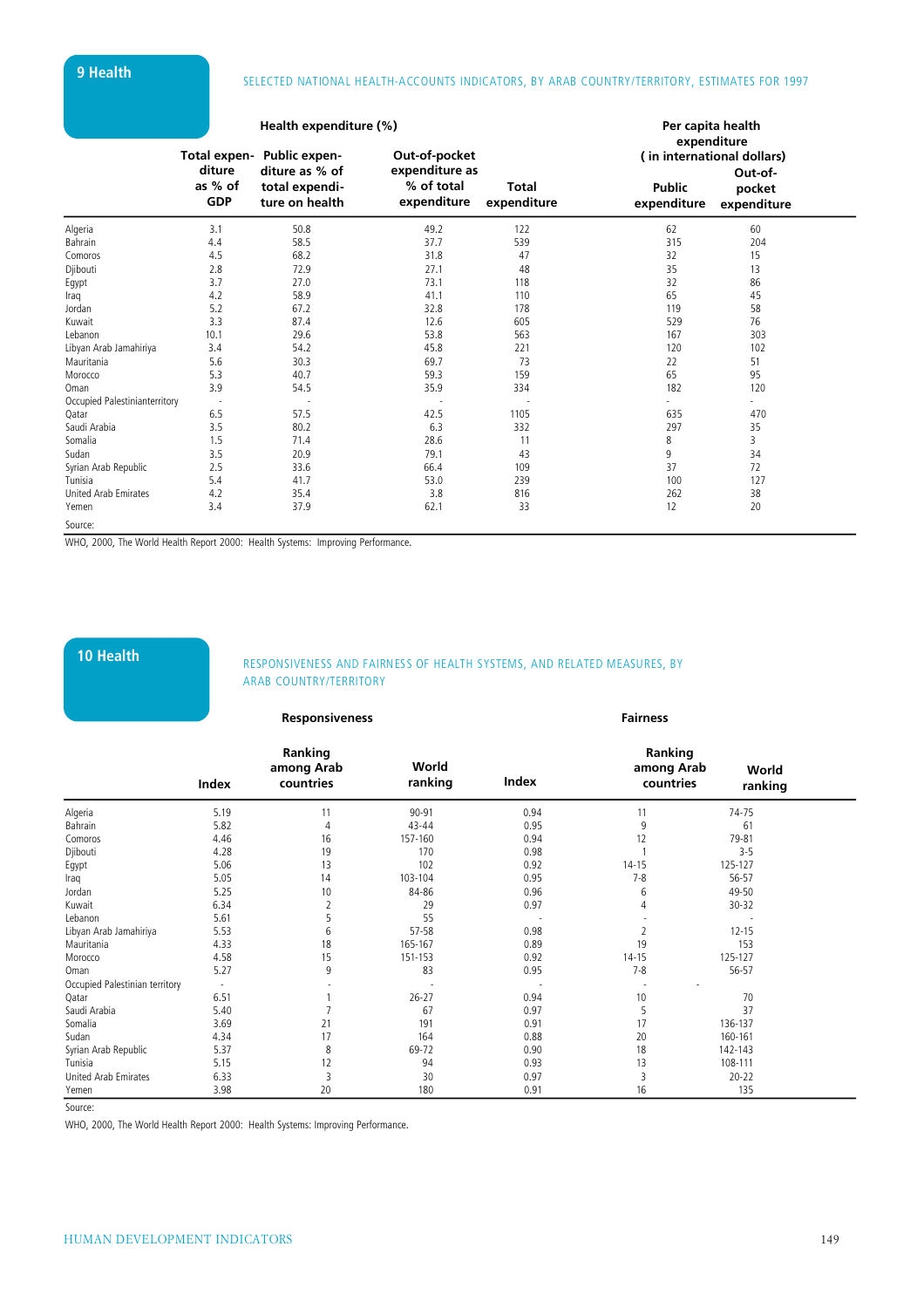## 9 Health

SELECTED NATIONAL HEALTH-ACCOUNTS INDICATORS, BY ARAB COUNTRY/TERRITORY, ESTIMATES FOR 1997

| | Health expenditure (%) | | | Per capita health expenditure (in international dollars) | | |
|---|---|---|---|---|---|---|
| | Total expenditure as % of GDP | Public expenditure as % of total expenditure on health | Out-of-pocket expenditure as % of total expenditure | Total expenditure | Public expenditure | Out-of-pocket expenditure |
| Algeria | 3.1 | 50.8 | 49.2 | 122 | 62 | 60 |
| Bahrain | 4.4 | 58.5 | 37.7 | 539 | 315 | 204 |
| Comoros | 4.5 | 68.2 | 31.8 | 47 | 32 | 15 |
| Djibouti | 2.8 | 72.9 | 27.1 | 48 | 35 | 13 |
| Egypt | 3.7 | 27.0 | 73.1 | 118 | 32 | 86 |
| Iraq | 4.2 | 58.9 | 41.1 | 110 | 65 | 45 |
| Jordan | 5.2 | 67.2 | 32.8 | 178 | 119 | 58 |
| Kuwait | 3.3 | 87.4 | 12.6 | 605 | 529 | 76 |
| Lebanon | 10.1 | 29.6 | 53.8 | 563 | 167 | 303 |
| Libyan Arab Jamahiriya | 3.4 | 54.2 | 45.8 | 221 | 120 | 102 |
| Mauritania | 5.6 | 30.3 | 69.7 | 73 | 22 | 51 |
| Morocco | 5.3 | 40.7 | 59.3 | 159 | 65 | 95 |
| Oman | 3.9 | 54.5 | 35.9 | 334 | 182 | 120 |
| Occupied Palestinianterritory | - | - | - | - | - | - |
| Qatar | 6.5 | 57.5 | 42.5 | 1105 | 635 | 470 |
| Saudi Arabia | 3.5 | 80.2 | 6.3 | 332 | 297 | 35 |
| Somalia | 1.5 | 71.4 | 28.6 | 11 | 8 | 3 |
| Sudan | 3.5 | 20.9 | 79.1 | 43 | 9 | 34 |
| Syrian Arab Republic | 2.5 | 33.6 | 66.4 | 109 | 37 | 72 |
| Tunisia | 5.4 | 41.7 | 53.0 | 239 | 100 | 127 |
| United Arab Emirates | 4.2 | 35.4 | 3.8 | 816 | 262 | 38 |
| Yemen | 3.4 | 37.9 | 62.1 | 33 | 12 | 20 |

Source:
WHO, 2000, The World Health Report 2000: Health Systems: Improving Performance.

## 10 Health

RESPONSIVENESS AND FAIRNESS OF HEALTH SYSTEMS, AND RELATED MEASURES, BY ARAB COUNTRY/TERRITORY

| | Responsiveness | | | Fairness | | |
|---|---|---|---|---|---|---|
| | Index | Ranking among Arab countries | World ranking | Index | Ranking among Arab countries | World ranking |
| Algeria | 5.19 | 11 | 90-91 | 0.94 | 11 | 74-75 |
| Bahrain | 5.82 | 4 | 43-44 | 0.95 | 9 | 61 |
| Comoros | 4.46 | 16 | 157-160 | 0.94 | 12 | 79-81 |
| Djibouti | 4.28 | 19 | 170 | 0.98 | 1 | 3-5 |
| Egypt | 5.06 | 13 | 102 | 0.92 | 14-15 | 125-127 |
| Iraq | 5.05 | 14 | 103-104 | 0.95 | 7-8 | 56-57 |
| Jordan | 5.25 | 10 | 84-86 | 0.96 | 6 | 49-50 |
| Kuwait | 6.34 | 2 | 29 | 0.97 | 4 | 30-32 |
| Lebanon | 5.61 | 5 | 55 | - | - | - |
| Libyan Arab Jamahiriya | 5.53 | 6 | 57-58 | 0.98 | 2 | 12-15 |
| Mauritania | 4.33 | 18 | 165-167 | 0.89 | 19 | 153 |
| Morocco | 4.58 | 15 | 151-153 | 0.92 | 14-15 | 125-127 |
| Oman | 5.27 | 9 | 83 | 0.95 | 7-8 | 56-57 |
| Occupied Palestinian territory | - | - | - | - | - | - |
| Qatar | 6.51 | 1 | 26-27 | 0.94 | 10 | 70 |
| Saudi Arabia | 5.40 | 7 | 67 | 0.97 | 5 | 37 |
| Somalia | 3.69 | 21 | 191 | 0.91 | 17 | 136-137 |
| Sudan | 4.34 | 17 | 164 | 0.88 | 20 | 160-161 |
| Syrian Arab Republic | 5.37 | 8 | 69-72 | 0.90 | 18 | 142-143 |
| Tunisia | 5.15 | 12 | 94 | 0.93 | 13 | 108-111 |
| United Arab Emirates | 6.33 | 3 | 30 | 0.97 | 3 | 20-22 |
| Yemen | 3.98 | 20 | 180 | 0.91 | 16 | 135 |

Source:
WHO, 2000, The World Health Report 2000: Health Systems: Improving Performance.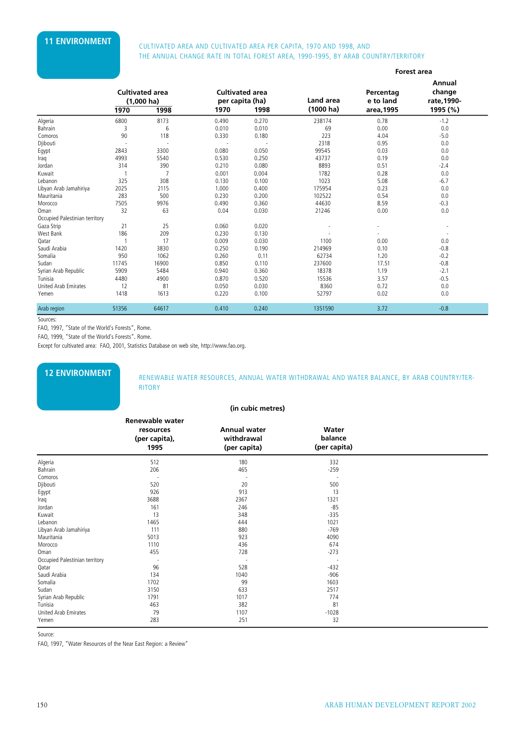## 11 ENVIRONMENT

CULTIVATED AREA AND CULTIVATED AREA PER CAPITA, 1970 AND 1998, AND THE ANNUAL CHANGE RATE IN TOTAL FOREST AREA, 1990-1995, BY ARAB COUNTRY/TERRITORY

| | Cultivated area (1,000 ha) | | Cultivated area per capita (ha) | | Land area (1000 ha) | Forest area | |
|---|---|---|---|---|---|---|---|
| | 1970 | 1998 | 1970 | 1998 | | Percentage to land area,1995 | Annual change rate,1990-1995 (%) |
| Algeria | 6800 | 8173 | 0.490 | 0.270 | 238174 | 0.78 | -1.2 |
| Bahrain | 3 | 6 | 0.010 | 0.010 | 69 | 0.00 | 0.0 |
| Comoros | 90 | 118 | 0.330 | 0.180 | 223 | 4.04 | -5.0 |
| Djibouti | - | - | - | - | 2318 | 0.95 | 0.0 |
| Egypt | 2843 | 3300 | 0.080 | 0.050 | 99545 | 0.03 | 0.0 |
| Iraq | 4993 | 5540 | 0.530 | 0.250 | 43737 | 0.19 | 0.0 |
| Jordan | 314 | 390 | 0.210 | 0.080 | 8893 | 0.51 | -2.4 |
| Kuwait | 1 | 7 | 0.001 | 0.004 | 1782 | 0.28 | 0.0 |
| Lebanon | 325 | 308 | 0.130 | 0.100 | 1023 | 5.08 | -6.7 |
| Libyan Arab Jamahiriya | 2025 | 2115 | 1.000 | 0.400 | 175954 | 0.23 | 0.0 |
| Mauritania | 283 | 500 | 0.230 | 0.200 | 102522 | 0.54 | 0.0 |
| Morocco | 7505 | 9976 | 0.490 | 0.360 | 44630 | 8.59 | -0.3 |
| Oman | 32 | 63 | 0.04 | 0.030 | 21246 | 0.00 | 0.0 |
| Occupied Palestinian territory | | | | | | | |
| Gaza Strip | 21 | 25 | 0.060 | 0.020 | - | - | - |
| West Bank | 186 | 209 | 0.230 | 0.130 | - | - | - |
| Qatar | 1 | 17 | 0.009 | 0.030 | 1100 | 0.00 | 0.0 |
| Saudi Arabia | 1420 | 3830 | 0.250 | 0.190 | 214969 | 0.10 | -0.8 |
| Somalia | 950 | 1062 | 0.260 | 0.11 | 62734 | 1.20 | -0.2 |
| Sudan | 11745 | 16900 | 0.850 | 0.110 | 237600 | 17.51 | -0.8 |
| Syrian Arab Republic | 5909 | 5484 | 0.940 | 0.360 | 18378 | 1.19 | -2.1 |
| Tunisia | 4480 | 4900 | 0.870 | 0.520 | 15536 | 3.57 | -0.5 |
| United Arab Emirates | 12 | 81 | 0.050 | 0.030 | 8360 | 0.72 | 0.0 |
| Yemen | 1418 | 1613 | 0.220 | 0.100 | 52797 | 0.02 | 0.0 |
| Arab region | 51356 | 64617 | 0.410 | 0.240 | 1351590 | 3.72 | -0.8 |

Sources:

FAO, 1997, "State of the World's Forests", Rome.

FAO, 1999, "State of the World's Forests". Rome.

Except for cultivated area: FAO, 2001, Statistics Database on web site, http://www.fao.org.

## 12 ENVIRONMENT

RENEWABLE WATER RESOURCES, ANNUAL WATER WITHDRAWAL AND WATER BALANCE, BY ARAB COUNTRY/TERRITORY

(in cubic metres)

| | Renewable water resources (per capita), 1995 | Annual water withdrawal (per capita) | Water balance (per capita) |
|---|---|---|---|
| Algeria | 512 | 180 | 332 |
| Bahrain | 206 | 465 | -259 |
| Comoros | - | - | - |
| Djibouti | 520 | 20 | 500 |
| Egypt | 926 | 913 | 13 |
| Iraq | 3688 | 2367 | 1321 |
| Jordan | 161 | 246 | -85 |
| Kuwait | 13 | 348 | -335 |
| Lebanon | 1465 | 444 | 1021 |
| Libyan Arab Jamahiriya | 111 | 880 | -769 |
| Mauritania | 5013 | 923 | 4090 |
| Morocco | 1110 | 436 | 674 |
| Oman | 455 | 728 | -273 |
| Occupied Palestinian territory | - | - | - |
| Qatar | 96 | 528 | -432 |
| Saudi Arabia | 134 | 1040 | -906 |
| Somalia | 1702 | 99 | 1603 |
| Sudan | 3150 | 633 | 2517 |
| Syrian Arab Republic | 1791 | 1017 | 774 |
| Tunisia | 463 | 382 | 81 |
| United Arab Emirates | 79 | 1107 | -1028 |
| Yemen | 283 | 251 | 32 |

Source:

FAO, 1997, "Water Resources of the Near East Region: a Review"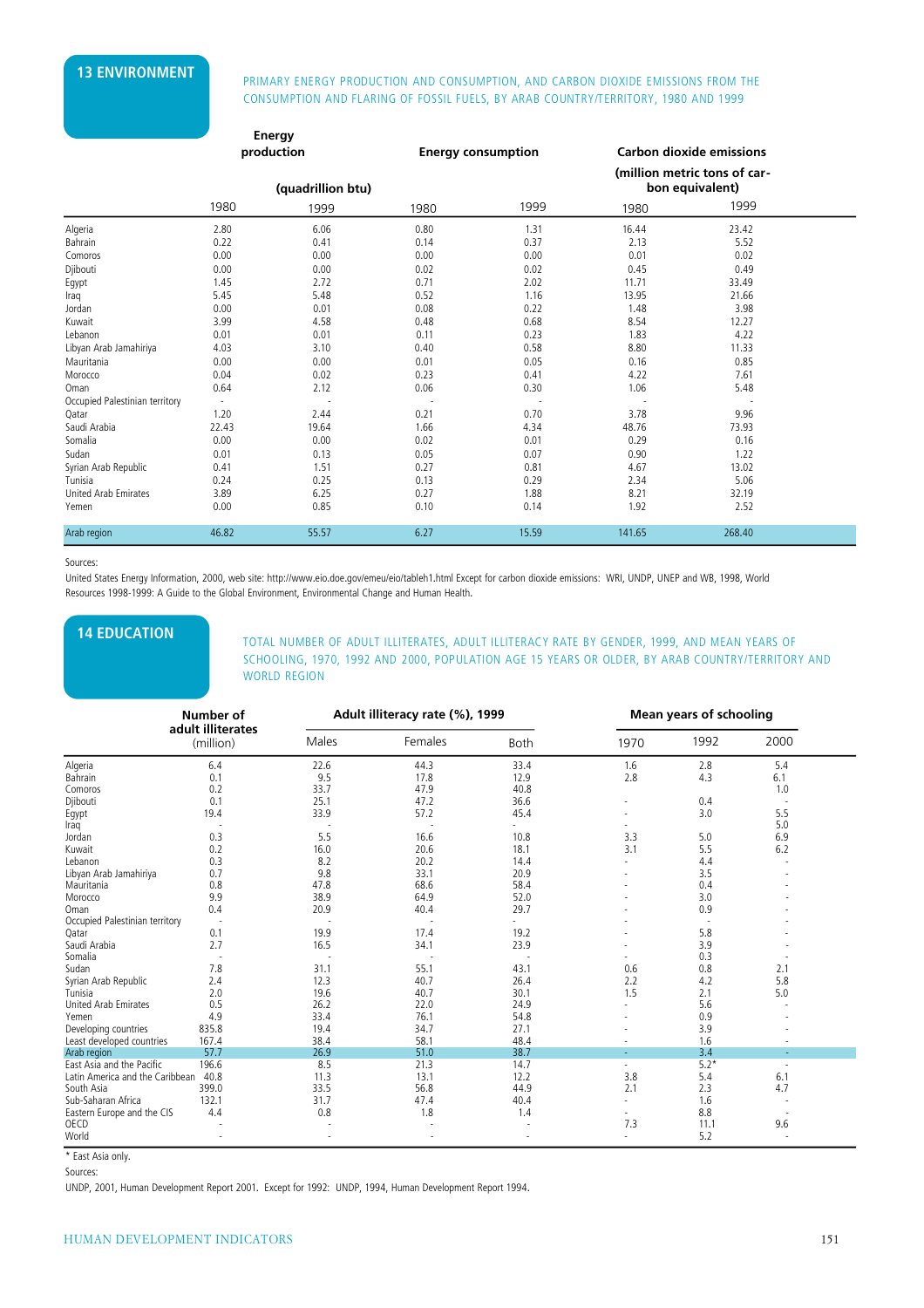## 13 ENVIRONMENT

PRIMARY ENERGY PRODUCTION AND CONSUMPTION, AND CARBON DIOXIDE EMISSIONS FROM THE CONSUMPTION AND FLARING OF FOSSIL FUELS, BY ARAB COUNTRY/TERRITORY, 1980 AND 1999

| | Energy production | | Energy consumption | | Carbon dioxide emissions | |
|---|---|---|---|---|---|---|
| | (quadrillion btu) | | | | (million metric tons of carbon equivalent) | |
| | 1980 | 1999 | 1980 | 1999 | 1980 | 1999 |
| Algeria | 2.80 | 6.06 | 0.80 | 1.31 | 16.44 | 23.42 |
| Bahrain | 0.22 | 0.41 | 0.14 | 0.37 | 2.13 | 5.52 |
| Comoros | 0.00 | 0.00 | 0.00 | 0.00 | 0.01 | 0.02 |
| Djibouti | 0.00 | 0.00 | 0.02 | 0.02 | 0.45 | 0.49 |
| Egypt | 1.45 | 2.72 | 0.71 | 2.02 | 11.71 | 33.49 |
| Iraq | 5.45 | 5.48 | 0.52 | 1.16 | 13.95 | 21.66 |
| Jordan | 0.00 | 0.01 | 0.08 | 0.22 | 1.48 | 3.98 |
| Kuwait | 3.99 | 4.58 | 0.48 | 0.68 | 8.54 | 12.27 |
| Lebanon | 0.01 | 0.01 | 0.11 | 0.23 | 1.83 | 4.22 |
| Libyan Arab Jamahiriya | 4.03 | 3.10 | 0.40 | 0.58 | 8.80 | 11.33 |
| Mauritania | 0.00 | 0.00 | 0.01 | 0.05 | 0.16 | 0.85 |
| Morocco | 0.04 | 0.02 | 0.23 | 0.41 | 4.22 | 7.61 |
| Oman | 0.64 | 2.12 | 0.06 | 0.30 | 1.06 | 5.48 |
| Occupied Palestinian territory | - | - | - | - | - | - |
| Qatar | 1.20 | 2.44 | 0.21 | 0.70 | 3.78 | 9.96 |
| Saudi Arabia | 22.43 | 19.64 | 1.66 | 4.34 | 48.76 | 73.93 |
| Somalia | 0.00 | 0.00 | 0.02 | 0.01 | 0.29 | 0.16 |
| Sudan | 0.01 | 0.13 | 0.05 | 0.07 | 0.90 | 1.22 |
| Syrian Arab Republic | 0.41 | 1.51 | 0.27 | 0.81 | 4.67 | 13.02 |
| Tunisia | 0.24 | 0.25 | 0.13 | 0.29 | 2.34 | 5.06 |
| United Arab Emirates | 3.89 | 6.25 | 0.27 | 1.88 | 8.21 | 32.19 |
| Yemen | 0.00 | 0.85 | 0.10 | 0.14 | 1.92 | 2.52 |
| Arab region | 46.82 | 55.57 | 6.27 | 15.59 | 141.65 | 268.40 |

Sources:

United States Energy Information, 2000, web site: http://www.eio.doe.gov/emeu/eio/tableh1.html Except for carbon dioxide emissions: WRI, UNDP, UNEP and WB, 1998, World Resources 1998-1999: A Guide to the Global Environment, Environmental Change and Human Health.

## 14 EDUCATION

TOTAL NUMBER OF ADULT ILLITERATES, ADULT ILLITERACY RATE BY GENDER, 1999, AND MEAN YEARS OF SCHOOLING, 1970, 1992 AND 2000, POPULATION AGE 15 YEARS OR OLDER, BY ARAB COUNTRY/TERRITORY AND WORLD REGION

| | Number of adult illiterates (million) | Adult illiteracy rate (%), 1999 | | | Mean years of schooling | | |
|---|---|---|---|---|---|---|---|
| | | Males | Females | Both | 1970 | 1992 | 2000 |
| Algeria | 6.4 | 22.6 | 44.3 | 33.4 | 1.6 | 2.8 | 5.4 |
| Bahrain | 0.1 | 9.5 | 17.8 | 12.9 | 2.8 | 4.3 | 6.1 |
| Comoros | 0.2 | 33.7 | 47.9 | 40.8 | | | 1.0 |
| Djibouti | 0.1 | 25.1 | 47.2 | 36.6 | - | 0.4 | - |
| Egypt | 19.4 | 33.9 | 57.2 | 45.4 | - | 3.0 | 5.5 |
| Iraq | - | - | - | - | - | | 5.0 |
| Jordan | 0.3 | 5.5 | 16.6 | 10.8 | 3.3 | 5.0 | 6.9 |
| Kuwait | 0.2 | 16.0 | 20.6 | 18.1 | 3.1 | 5.5 | 6.2 |
| Lebanon | 0.3 | 8.2 | 20.2 | 14.4 | - | 4.4 | - |
| Libyan Arab Jamahiriya | 0.7 | 9.8 | 33.1 | 20.9 | - | 3.5 | - |
| Mauritania | 0.8 | 47.8 | 68.6 | 58.4 | - | 0.4 | - |
| Morocco | 9.9 | 38.9 | 64.9 | 52.0 | - | 3.0 | - |
| Oman | 0.4 | 20.9 | 40.4 | 29.7 | - | 0.9 | - |
| Occupied Palestinian territory | - | - | - | - | - | - | - |
| Qatar | 0.1 | 19.9 | 17.4 | 19.2 | - | 5.8 | - |
| Saudi Arabia | 2.7 | 16.5 | 34.1 | 23.9 | - | 3.9 | - |
| Somalia | - | - | - | - | - | 0.3 | - |
| Sudan | 7.8 | 31.1 | 55.1 | 43.1 | 0.6 | 0.8 | 2.1 |
| Syrian Arab Republic | 2.4 | 12.3 | 40.7 | 26.4 | 2.2 | 4.2 | 5.8 |
| Tunisia | 2.0 | 19.6 | 40.7 | 30.1 | 1.5 | 2.1 | 5.0 |
| United Arab Emirates | 0.5 | 26.2 | 22.0 | 24.9 | - | 5.6 | - |
| Yemen | 4.9 | 33.4 | 76.1 | 54.8 | - | 0.9 | - |
| Developing countries | 835.8 | 19.4 | 34.7 | 27.1 | - | 3.9 | - |
| Least developed countries | 167.4 | 38.4 | 58.1 | 48.4 | - | 1.6 | - |
| Arab region | 57.7 | 26.9 | 51.0 | 38.7 | - | 3.4 | - |
| East Asia and the Pacific | 196.6 | 8.5 | 21.3 | 14.7 | - | 5.2* | - |
| Latin America and the Caribbean | 40.8 | 11.3 | 13.1 | 12.2 | 3.8 | 5.4 | 6.1 |
| South Asia | 399.0 | 33.5 | 56.8 | 44.9 | 2.1 | 2.3 | 4.7 |
| Sub-Saharan Africa | 132.1 | 31.7 | 47.4 | 40.4 | - | 1.6 | - |
| Eastern Europe and the CIS | 4.4 | 0.8 | 1.8 | 1.4 | - | 8.8 | - |
| OECD | - | - | - | - | 7.3 | 11.1 | 9.6 |
| World | - | - | - | - | - | 5.2 | - |

\* East Asia only.

Sources:

UNDP, 2001, Human Development Report 2001. Except for 1992: UNDP, 1994, Human Development Report 1994.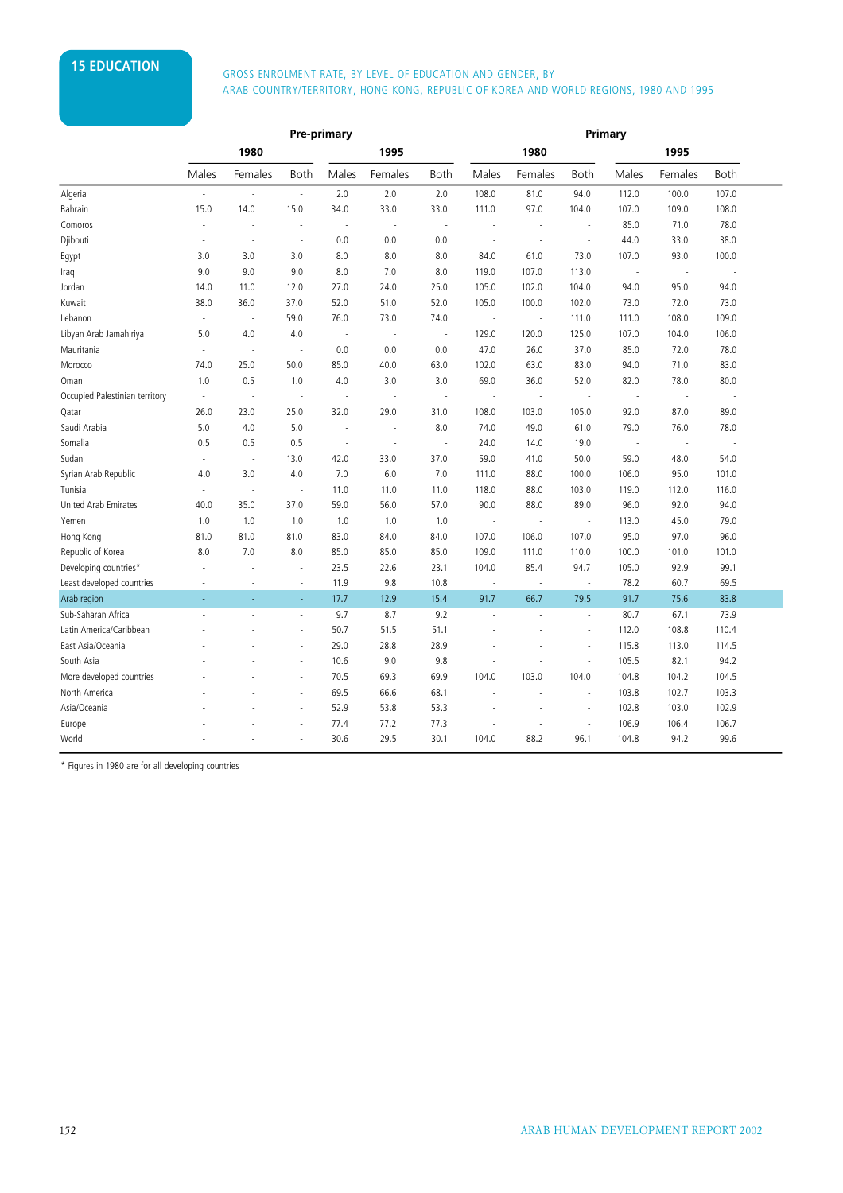## 15 EDUCATION

GROSS ENROLMENT RATE, BY LEVEL OF EDUCATION AND GENDER, BY ARAB COUNTRY/TERRITORY, HONG KONG, REPUBLIC OF KOREA AND WORLD REGIONS, 1980 AND 1995

| | Pre-primary | | | | | | Primary | | | | | |
|---|---|---|---|---|---|---|---|---|---|---|---|---|
| | 1980 | | | 1995 | | | 1980 | | | 1995 | | |
| | Males | Females | Both | Males | Females | Both | Males | Females | Both | Males | Females | Both |
| Algeria | - | - | - | 2.0 | 2.0 | 2.0 | 108.0 | 81.0 | 94.0 | 112.0 | 100.0 | 107.0 |
| Bahrain | 15.0 | 14.0 | 15.0 | 34.0 | 33.0 | 33.0 | 111.0 | 97.0 | 104.0 | 107.0 | 109.0 | 108.0 |
| Comoros | - | - | - | - | - | - | - | - | - | 85.0 | 71.0 | 78.0 |
| Djibouti | - | - | - | 0.0 | 0.0 | 0.0 | - | - | - | 44.0 | 33.0 | 38.0 |
| Egypt | 3.0 | 3.0 | 3.0 | 8.0 | 8.0 | 8.0 | 84.0 | 61.0 | 73.0 | 107.0 | 93.0 | 100.0 |
| Iraq | 9.0 | 9.0 | 9.0 | 8.0 | 7.0 | 8.0 | 119.0 | 107.0 | 113.0 | - | - | - |
| Jordan | 14.0 | 11.0 | 12.0 | 27.0 | 24.0 | 25.0 | 105.0 | 102.0 | 104.0 | 94.0 | 95.0 | 94.0 |
| Kuwait | 38.0 | 36.0 | 37.0 | 52.0 | 51.0 | 52.0 | 105.0 | 100.0 | 102.0 | 73.0 | 72.0 | 73.0 |
| Lebanon | - | - | 59.0 | 76.0 | 73.0 | 74.0 | - | - | 111.0 | 111.0 | 108.0 | 109.0 |
| Libyan Arab Jamahiriya | 5.0 | 4.0 | 4.0 | - | - | - | 129.0 | 120.0 | 125.0 | 107.0 | 104.0 | 106.0 |
| Mauritania | - | - | - | 0.0 | 0.0 | 0.0 | 47.0 | 26.0 | 37.0 | 85.0 | 72.0 | 78.0 |
| Morocco | 74.0 | 25.0 | 50.0 | 85.0 | 40.0 | 63.0 | 102.0 | 63.0 | 83.0 | 94.0 | 71.0 | 83.0 |
| Oman | 1.0 | 0.5 | 1.0 | 4.0 | 3.0 | 3.0 | 69.0 | 36.0 | 52.0 | 82.0 | 78.0 | 80.0 |
| Occupied Palestinian territory | - | - | - | - | - | - | - | - | - | - | - | - |
| Qatar | 26.0 | 23.0 | 25.0 | 32.0 | 29.0 | 31.0 | 108.0 | 103.0 | 105.0 | 92.0 | 87.0 | 89.0 |
| Saudi Arabia | 5.0 | 4.0 | 5.0 | - | - | 8.0 | 74.0 | 49.0 | 61.0 | 79.0 | 76.0 | 78.0 |
| Somalia | 0.5 | 0.5 | 0.5 | - | - | - | 24.0 | 14.0 | 19.0 | - | - | - |
| Sudan | - | - | 13.0 | 42.0 | 33.0 | 37.0 | 59.0 | 41.0 | 50.0 | 59.0 | 48.0 | 54.0 |
| Syrian Arab Republic | 4.0 | 3.0 | 4.0 | 7.0 | 6.0 | 7.0 | 111.0 | 88.0 | 100.0 | 106.0 | 95.0 | 101.0 |
| Tunisia | - | - | - | 11.0 | 11.0 | 11.0 | 118.0 | 88.0 | 103.0 | 119.0 | 112.0 | 116.0 |
| United Arab Emirates | 40.0 | 35.0 | 37.0 | 59.0 | 56.0 | 57.0 | 90.0 | 88.0 | 89.0 | 96.0 | 92.0 | 94.0 |
| Yemen | 1.0 | 1.0 | 1.0 | 1.0 | 1.0 | 1.0 | - | - | - | 113.0 | 45.0 | 79.0 |
| Hong Kong | 81.0 | 81.0 | 81.0 | 83.0 | 84.0 | 84.0 | 107.0 | 106.0 | 107.0 | 95.0 | 97.0 | 96.0 |
| Republic of Korea | 8.0 | 7.0 | 8.0 | 85.0 | 85.0 | 85.0 | 109.0 | 111.0 | 110.0 | 100.0 | 101.0 | 101.0 |
| Developing countries* | - | - | - | 23.5 | 22.6 | 23.1 | 104.0 | 85.4 | 94.7 | 105.0 | 92.9 | 99.1 |
| Least developed countries | - | - | - | 11.9 | 9.8 | 10.8 | - | - | - | 78.2 | 60.7 | 69.5 |
| Arab region | - | - | - | 17.7 | 12.9 | 15.4 | 91.7 | 66.7 | 79.5 | 91.7 | 75.6 | 83.8 |
| Sub-Saharan Africa | - | - | - | 9.7 | 8.7 | 9.2 | - | - | - | 80.7 | 67.1 | 73.9 |
| Latin America/Caribbean | - | - | - | 50.7 | 51.5 | 51.1 | - | - | - | 112.0 | 108.8 | 110.4 |
| East Asia/Oceania | - | - | - | 29.0 | 28.8 | 28.9 | - | - | - | 115.8 | 113.0 | 114.5 |
| South Asia | - | - | - | 10.6 | 9.0 | 9.8 | - | - | - | 105.5 | 82.1 | 94.2 |
| More developed countries | - | - | - | 70.5 | 69.3 | 69.9 | 104.0 | 103.0 | 104.0 | 104.8 | 104.2 | 104.5 |
| North America | - | - | - | 69.5 | 66.6 | 68.1 | - | - | - | 103.8 | 102.7 | 103.3 |
| Asia/Oceania | - | - | - | 52.9 | 53.8 | 53.3 | - | - | - | 102.8 | 103.0 | 102.9 |
| Europe | - | - | - | 77.4 | 77.2 | 77.3 | - | - | - | 106.9 | 106.4 | 106.7 |
| World | - | - | - | 30.6 | 29.5 | 30.1 | 104.0 | 88.2 | 96.1 | 104.8 | 94.2 | 99.6 |

* Figures in 1980 are for all developing countries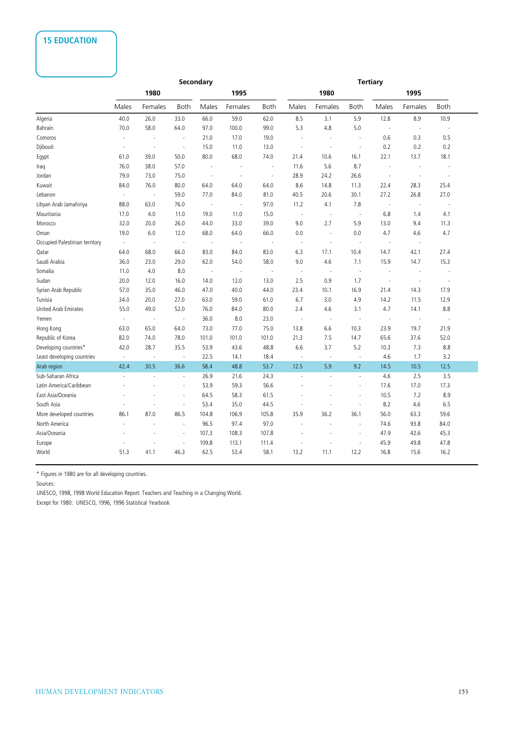## 15 EDUCATION

| | Secondary | | | | | | Tertiary | | | | | |
|---|---|---|---|---|---|---|---|---|---|---|---|---|
| | 1980 | | | 1995 | | | 1980 | | | 1995 | | |
| | Males | Females | Both | Males | Females | Both | Males | Females | Both | Males | Females | Both |
| Algeria | 40.0 | 26.0 | 33.0 | 66.0 | 59.0 | 62.0 | 8.5 | 3.1 | 5.9 | 12.8 | 8.9 | 10.9 |
| Bahrain | 70.0 | 58.0 | 64.0 | 97.0 | 100.0 | 99.0 | 5.3 | 4.8 | 5.0 | - | - | - |
| Comoros | - | - | - | 21.0 | 17.0 | 19.0 | - | - | - | 0.6 | 0.3 | 0.5 |
| Djibouti | - | - | - | 15.0 | 11.0 | 13.0 | - | - | - | 0.2 | 0.2 | 0.2 |
| Egypt | 61.0 | 39.0 | 50.0 | 80.0 | 68.0 | 74.0 | 21.4 | 10.6 | 16.1 | 22.1 | 13.7 | 18.1 |
| Iraq | 76.0 | 38.0 | 57.0 | - | - | - | 11.6 | 5.6 | 8.7 | - | - | - |
| Jordan | 79.0 | 73.0 | 75.0 | - | - | - | 28.9 | 24.2 | 26.6 | - | - | - |
| Kuwait | 84.0 | 76.0 | 80.0 | 64.0 | 64.0 | 64.0 | 8.6 | 14.8 | 11.3 | 22.4 | 28.3 | 25.4 |
| Lebanon | - | - | 59.0 | 77.0 | 84.0 | 81.0 | 40.5 | 20.6 | 30.1 | 27.2 | 26.8 | 27.0 |
| Libyan Arab Jamahiriya | 88.0 | 63.0 | 76.0 | - | - | 97.0 | 11.2 | 4.1 | 7.8 | - | - | - |
| Mauritania | 17.0 | 4.0 | 11.0 | 19.0 | 11.0 | 15.0 | - | - | - | 6.8 | 1.4 | 4.1 |
| Morocco | 32.0 | 20.0 | 26.0 | 44.0 | 33.0 | 39.0 | 9.0 | 2.7 | 5.9 | 13.0 | 9.4 | 11.3 |
| Oman | 19.0 | 6.0 | 12.0 | 68.0 | 64.0 | 66.0 | 0.0 | - | 0.0 | 4.7 | 4.6 | 4.7 |
| Occupied Palestinian territory | - | - | - | - | - | - | - | - | - | - | - | |
| Qatar | 64.0 | 68.0 | 66.0 | 83.0 | 84.0 | 83.0 | 6.3 | 17.1 | 10.4 | 14.7 | 42.1 | 27.4 |
| Saudi Arabia | 36.0 | 23.0 | 29.0 | 62.0 | 54.0 | 58.0 | 9.0 | 4.6 | 7.1 | 15.9 | 14.7 | 15.3 |
| Somalia | 11.0 | 4.0 | 8.0 | - | - | - | - | - | - | - | - | - |
| Sudan | 20.0 | 12.0 | 16.0 | 14.0 | 12.0 | 13.0 | 2.5 | 0.9 | 1.7 | - | - | - |
| Syrian Arab Republic | 57.0 | 35.0 | 46.0 | 47.0 | 40.0 | 44.0 | 23.4 | 10.1 | 16.9 | 21.4 | 14.3 | 17.9 |
| Tunisia | 34.0 | 20.0 | 27.0 | 63.0 | 59.0 | 61.0 | 6.7 | 3.0 | 4.9 | 14.2 | 11.5 | 12.9 |
| United Arab Emirates | 55.0 | 49.0 | 52.0 | 76.0 | 84.0 | 80.0 | 2.4 | 4.6 | 3.1 | 4.7 | 14.1 | 8.8 |
| Yemen | - | - | - | 36.0 | 8.0 | 23.0 | - | - | - | - | - | - |
| Hong Kong | 63.0 | 65.0 | 64.0 | 73.0 | 77.0 | 75.0 | 13.8 | 6.6 | 10.3 | 23.9 | 19.7 | 21.9 |
| Republic of Korea | 82.0 | 74.0 | 78.0 | 101.0 | 101.0 | 101.0 | 21.3 | 7.5 | 14.7 | 65.6 | 37.6 | 52.0 |
| Developing countries* | 42.0 | 28.7 | 35.5 | 53.9 | 43.6 | 48.8 | 6.6 | 3.7 | 5.2 | 10.3 | 7.3 | 8.8 |
| Least developing countries | - | - | - | 22.5 | 14.1 | 18.4 | - | - | - | 4.6 | 1.7 | 3.2 |
| Arab region | 42.4 | 30.5 | 36.6 | 58.4 | 48.8 | 53.7 | 12.5 | 5.9 | 9.2 | 14.5 | 10.5 | 12.5 |
| Sub-Saharan Africa | - | - | - | 26.9 | 21.6 | 24.3 | - | - | - | 4.6 | 2.5 | 3.5 |
| Latin America/Caribbean | - | - | - | 53.9 | 59.3 | 56.6 | - | - | - | 17.6 | 17.0 | 17.3 |
| East Asia/Oceania | - | - | - | 64.5 | 58.3 | 61.5 | - | - | - | 10.5 | 7.2 | 8.9 |
| South Asia | - | - | - | 53.4 | 35.0 | 44.5 | - | - | - | 8.2 | 4.6 | 6.5 |
| More developed countries | 86.1 | 87.0 | 86.5 | 104.8 | 106.9 | 105.8 | 35.9 | 36.2 | 36.1 | 56.0 | 63.3 | 59.6 |
| North America | - | - | - | 96.5 | 97.4 | 97.0 | - | - | - | 74.6 | 93.8 | 84.0 |
| Asia/Oceania | - | - | - | 107.3 | 108.3 | 107.8 | - | - | - | 47.9 | 42.6 | 45.3 |
| Europe | - | - | - | 109.8 | 113.1 | 111.4 | - | - | - | 45.9 | 49.8 | 47.8 |
| World | 51.3 | 41.1 | 46.3 | 62.5 | 53.4 | 58.1 | 13.2 | 11.1 | 12.2 | 16.8 | 15.6 | 16.2 |

* Figures in 1980 are for all developing countries.

Sources:

UNESCO, 1998, 1998 World Education Report: Teachers and Teaching in a Changing World.

Except for 1980: UNESCO, 1996, 1996 Statistical Yearbook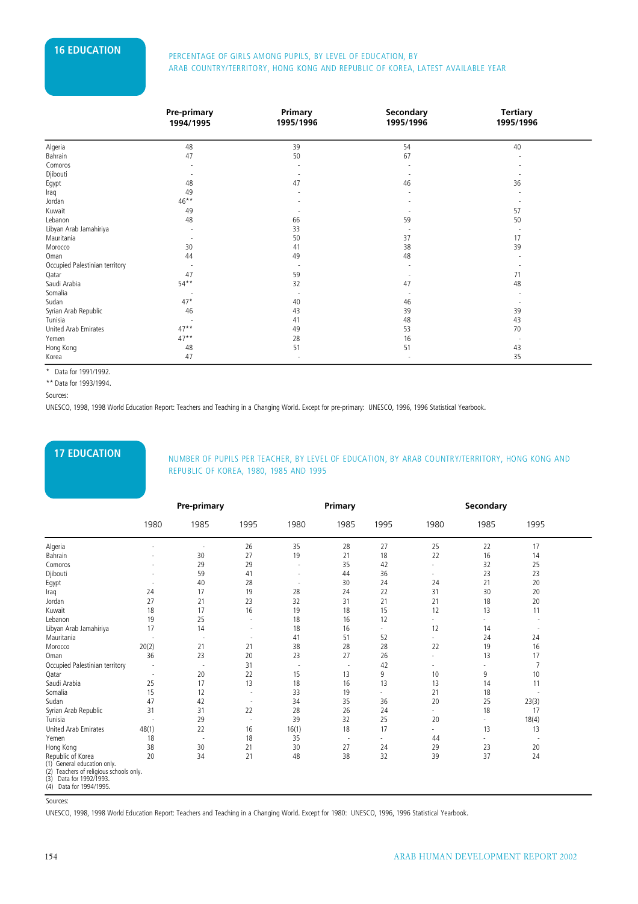## 16 EDUCATION

PERCENTAGE OF GIRLS AMONG PUPILS, BY LEVEL OF EDUCATION, BY ARAB COUNTRY/TERRITORY, HONG KONG AND REPUBLIC OF KOREA, LATEST AVAILABLE YEAR

| | Pre-primary 1994/1995 | Primary 1995/1996 | Secondary 1995/1996 | Tertiary 1995/1996 |
|---|---|---|---|---|
| Algeria | 48 | 39 | 54 | 40 |
| Bahrain | 47 | 50 | 67 | - |
| Comoros | - | - | - | - |
| Djibouti | - | - | - | - |
| Egypt | 48 | 47 | 46 | 36 |
| Iraq | 49 | - | - | - |
| Jordan | 46** | - | - | - |
| Kuwait | 49 | - | - | 57 |
| Lebanon | 48 | 66 | 59 | 50 |
| Libyan Arab Jamahiriya | - | 33 | - | - |
| Mauritania | - | 50 | 37 | 17 |
| Morocco | 30 | 41 | 38 | 39 |
| Oman | 44 | 49 | 48 | - |
| Occupied Palestinian territory | - | - | - | - |
| Qatar | 47 | 59 | - | 71 |
| Saudi Arabia | 54** | 32 | 47 | 48 |
| Somalia | - | - | - | - |
| Sudan | 47* | 40 | 46 | - |
| Syrian Arab Republic | 46 | 43 | 39 | 39 |
| Tunisia | - | 41 | 48 | 43 |
| United Arab Emirates | 47** | 49 | 53 | 70 |
| Yemen | 47** | 28 | 16 | - |
| Hong Kong | 48 | 51 | 51 | 43 |
| Korea | 47 | - | - | 35 |

\* Data for 1991/1992.

** Data for 1993/1994.

Sources:

UNESCO, 1998, 1998 World Education Report: Teachers and Teaching in a Changing World. Except for pre-primary: UNESCO, 1996, 1996 Statistical Yearbook.

## 17 EDUCATION

NUMBER OF PUPILS PER TEACHER, BY LEVEL OF EDUCATION, BY ARAB COUNTRY/TERRITORY, HONG KONG AND REPUBLIC OF KOREA, 1980, 1985 AND 1995

| | Pre-primary | | | Primary | | | Secondary | | |
|---|---|---|---|---|---|---|---|---|---|
| | 1980 | 1985 | 1995 | 1980 | 1985 | 1995 | 1980 | 1985 | 1995 |
| Algeria | - | - | 26 | 35 | 28 | 27 | 25 | 22 | 17 |
| Bahrain | - | 30 | 27 | 19 | 21 | 18 | 22 | 16 | 14 |
| Comoros | - | 29 | 29 | - | 35 | 42 | - | 32 | 25 |
| Djibouti | - | 59 | 41 | - | 44 | 36 | - | 23 | 23 |
| Egypt | - | 40 | 28 | - | 30 | 24 | 24 | 21 | 20 |
| Iraq | 24 | 17 | 19 | 28 | 24 | 22 | 31 | 30 | 20 |
| Jordan | 27 | 21 | 23 | 32 | 31 | 21 | 21 | 18 | 20 |
| Kuwait | 18 | 17 | 16 | 19 | 18 | 15 | 12 | 13 | 11 |
| Lebanon | 19 | 25 | - | 18 | 16 | 12 | - | - | - |
| Libyan Arab Jamahiriya | 17 | 14 | - | 18 | 16 | - | 12 | 14 | - |
| Mauritania | - | - | - | 41 | 51 | 52 | - | 24 | 24 |
| Morocco | 20(2) | 21 | 21 | 38 | 28 | 28 | 22 | 19 | 16 |
| Oman | 36 | 23 | 20 | 23 | 27 | 26 | - | 13 | 17 |
| Occupied Palestinian territory | - | - | 31 | - | - | 42 | - | - | 7 |
| Qatar | - | 20 | 22 | 15 | 13 | 9 | 10 | 9 | 10 |
| Saudi Arabia | 25 | 17 | 13 | 18 | 16 | 13 | 13 | 14 | 11 |
| Somalia | 15 | 12 | - | 33 | 19 | - | 21 | 18 | - |
| Sudan | 47 | 42 | - | 34 | 35 | 36 | 20 | 25 | 23(3) |
| Syrian Arab Republic | 31 | 31 | 22 | 28 | 26 | 24 | - | 18 | 17 |
| Tunisia | - | 29 | - | 39 | 32 | 25 | 20 | - | 18(4) |
| United Arab Emirates | 48(1) | 22 | 16 | 16(1) | 18 | 17 | - | 13 | 13 |
| Yemen | 18 | - | 18 | 35 | - | - | 44 | - | - |
| Hong Kong | 38 | 30 | 21 | 30 | 27 | 24 | 29 | 23 | 20 |
| Republic of Korea | 20 | 34 | 21 | 48 | 38 | 32 | 39 | 37 | 24 |

(1) General education only.
(2) Teachers of religious schools only.
(3) Data for 1992/1993.
(4) Data for 1994/1995.

Sources:

UNESCO, 1998, 1998 World Education Report: Teachers and Teaching in a Changing World. Except for 1980: UNESCO, 1996, 1996 Statistical Yearbook.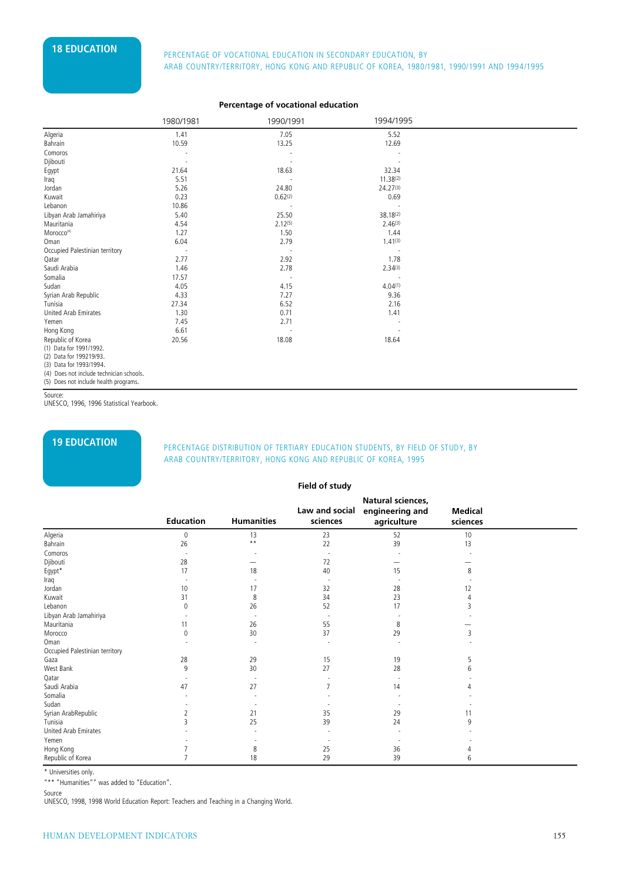## 18 EDUCATION

PERCENTAGE OF VOCATIONAL EDUCATION IN SECONDARY EDUCATION, BY ARAB COUNTRY/TERRITORY, HONG KONG AND REPUBLIC OF KOREA, 1980/1981, 1990/1991 AND 1994/1995

| | Percentage of vocational education | | |
|---|---|---|---|
| | 1980/1981 | 1990/1991 | 1994/1995 |
| Algeria | 1.41 | 7.05 | 5.52 |
| Bahrain | 10.59 | 13.25 | 12.69 |
| Comoros | - | - | - |
| Djibouti | - | - | - |
| Egypt | 21.64 | 18.63 | 32.34 |
| Iraq | 5.51 | - | 11.38(2) |
| Jordan | 5.26 | 24.80 | 24.27(3) |
| Kuwait | 0.23 | 0.62(2) | 0.69 |
| Lebanon | 10.86 | - | - |
| Libyan Arab Jamahiriya | 5.40 | 25.50 | 38.18(2) |
| Mauritania | 4.54 | 2.12(5) | 2.46(3) |
| Morocco(4) | 1.27 | 1.50 | 1.44 |
| Oman | 6.04 | 2.79 | 1.41(3) |
| Occupied Palestinian territory | - | - | - |
| Qatar | 2.77 | 2.92 | 1.78 |
| Saudi Arabia | 1.46 | 2.78 | 2.34(3) |
| Somalia | 17.57 | - | - |
| Sudan | 4.05 | 4.15 | 4.04(1) |
| Syrian Arab Republic | 4.33 | 7.27 | 9.36 |
| Tunisia | 27.34 | 6.52 | 2.16 |
| United Arab Emirates | 1.30 | 0.71 | 1.41 |
| Yemen | 7.45 | 2.71 | - |
| Hong Kong | 6.61 | - | - |
| Republic of Korea | 20.56 | 18.08 | 18.64 |

(1) Data for 1991/1992.
(2) Data for 199219/93.
(3) Data for 1993/1994.
(4) Does not include technician schools.
(5) Does not include health programs.

Source:
UNESCO, 1996, 1996 Statistical Yearbook.

## 19 EDUCATION

PERCENTAGE DISTRIBUTION OF TERTIARY EDUCATION STUDENTS, BY FIELD OF STUDY, BY ARAB COUNTRY/TERRITORY, HONG KONG AND REPUBLIC OF KOREA, 1995

| | Field of study | | | | |
|---|---|---|---|---|---|
| | Education | Humanities | Law and social sciences | Natural sciences, engineering and agriculture | Medical sciences |
| Algeria | 0 | 13 | 23 | 52 | 10 |
| Bahrain | 26 | ** | 22 | 39 | 13 |
| Comoros | - | - | - | - | - |
| Djibouti | 28 | — | 72 | — | — |
| Egypt* | 17 | 18 | 40 | 15 | 8 |
| Iraq | - | - | - | - | - |
| Jordan | 10 | 17 | 32 | 28 | 12 |
| Kuwait | 31 | 8 | 34 | 23 | 4 |
| Lebanon | 0 | 26 | 52 | 17 | 3 |
| Libyan Arab Jamahiriya | - | - | - | - | - |
| Mauritania | 11 | 26 | 55 | 8 | — |
| Morocco | 0 | 30 | 37 | 29 | 3 |
| Oman | - | - | - | - | - |
| Occupied Palestinian territory | | | | | |
| Gaza | 28 | 29 | 15 | 19 | 5 |
| West Bank | 9 | 30 | 27 | 28 | 6 |
| Qatar | - | - | - | - | - |
| Saudi Arabia | 47 | 27 | 7 | 14 | 4 |
| Somalia | - | - | - | - | - |
| Sudan | - | - | - | - | - |
| Syrian ArabRepublic | 2 | 21 | 35 | 29 | 11 |
| Tunisia | 3 | 25 | 39 | 24 | 9 |
| United Arab Emirates | - | - | - | - | - |
| Yemen | - | - | - | - | - |
| Hong Kong | 7 | 8 | 25 | 36 | 4 |
| Republic of Korea | 7 | 18 | 29 | 39 | 6 |

* Universities only.
"** "Humanities"" was added to "Education".

Source
UNESCO, 1998, 1998 World Education Report: Teachers and Teaching in a Changing World.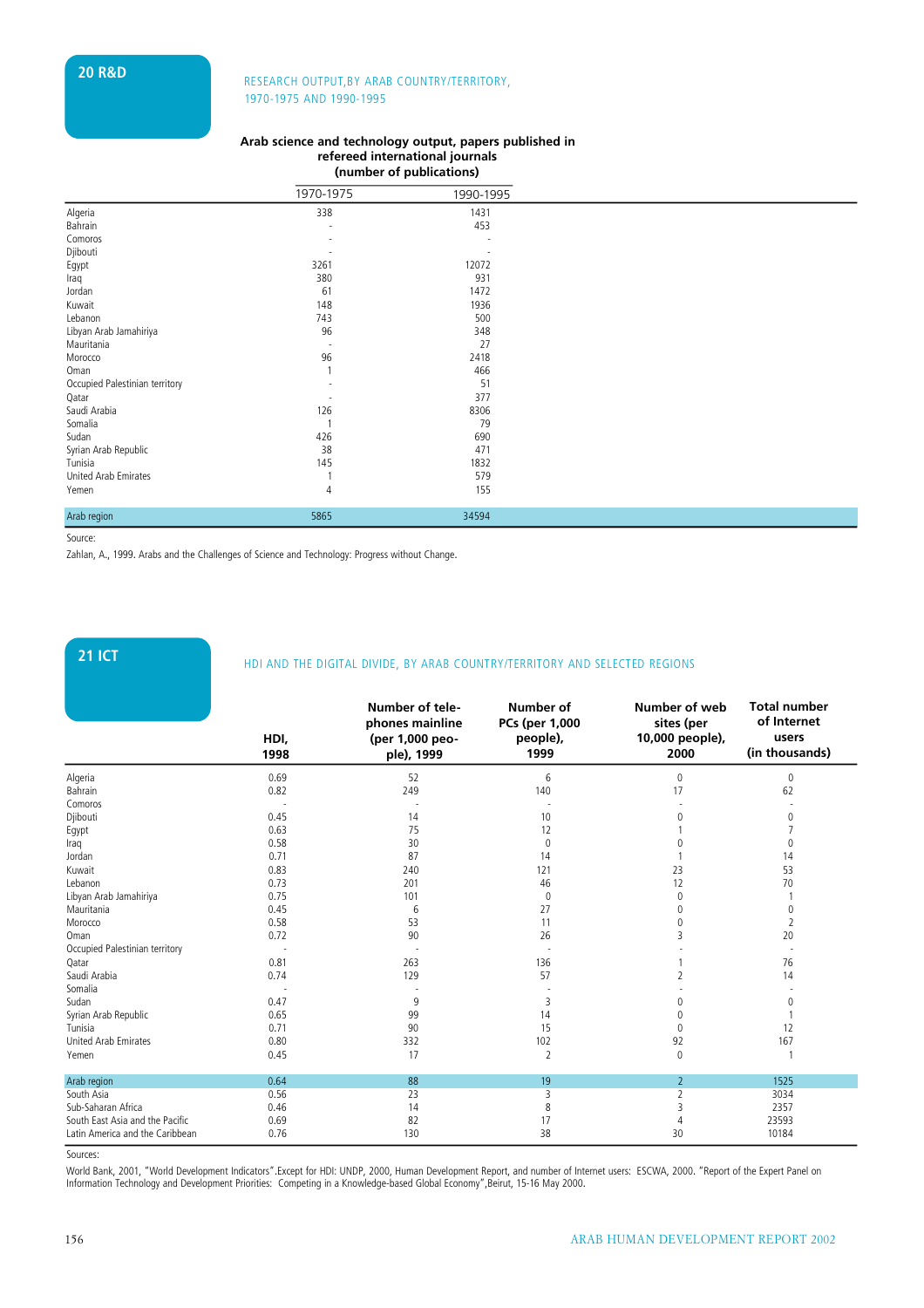## 20 R&D

RESEARCH OUTPUT,BY ARAB COUNTRY/TERRITORY, 1970-1975 AND 1990-1995

**Arab science and technology output, papers published in refereed international journals (number of publications)**

| | 1970-1975 | 1990-1995 |
|---|---|---|
| Algeria | 338 | 1431 |
| Bahrain | - | 453 |
| Comoros | - | - |
| Djibouti | - | - |
| Egypt | 3261 | 12072 |
| Iraq | 380 | 931 |
| Jordan | 61 | 1472 |
| Kuwait | 148 | 1936 |
| Lebanon | 743 | 500 |
| Libyan Arab Jamahiriya | 96 | 348 |
| Mauritania | - | 27 |
| Morocco | 96 | 2418 |
| Oman | 1 | 466 |
| Occupied Palestinian territory | - | 51 |
| Qatar | - | 377 |
| Saudi Arabia | 126 | 8306 |
| Somalia | 1 | 79 |
| Sudan | 426 | 690 |
| Syrian Arab Republic | 38 | 471 |
| Tunisia | 145 | 1832 |
| United Arab Emirates | 1 | 579 |
| Yemen | 4 | 155 |
| Arab region | 5865 | 34594 |

Source:

Zahlan, A., 1999. Arabs and the Challenges of Science and Technology: Progress without Change.

## 21 ICT

HDI AND THE DIGITAL DIVIDE, BY ARAB COUNTRY/TERRITORY AND SELECTED REGIONS

| | HDI, 1998 | Number of telephones mainline (per 1,000 people), 1999 | Number of PCs (per 1,000 people), 1999 | Number of web sites (per 10,000 people), 2000 | Total number of Internet users (in thousands) |
|---|---|---|---|---|---|
| Algeria | 0.69 | 52 | 6 | 0 | 0 |
| Bahrain | 0.82 | 249 | 140 | 17 | 62 |
| Comoros | - | - | - | - | - |
| Djibouti | 0.45 | 14 | 10 | 0 | 0 |
| Egypt | 0.63 | 75 | 12 | 1 | 7 |
| Iraq | 0.58 | 30 | 0 | 0 | 0 |
| Jordan | 0.71 | 87 | 14 | 1 | 14 |
| Kuwait | 0.83 | 240 | 121 | 23 | 53 |
| Lebanon | 0.73 | 201 | 46 | 12 | 70 |
| Libyan Arab Jamahiriya | 0.75 | 101 | 0 | 0 | 1 |
| Mauritania | 0.45 | 6 | 27 | 0 | 0 |
| Morocco | 0.58 | 53 | 11 | 0 | 2 |
| Oman | 0.72 | 90 | 26 | 3 | 20 |
| Occupied Palestinian territory | - | - | - | - | - |
| Qatar | 0.81 | 263 | 136 | 1 | 76 |
| Saudi Arabia | 0.74 | 129 | 57 | 2 | 14 |
| Somalia | - | - | - | - | - |
| Sudan | 0.47 | 9 | 3 | 0 | 0 |
| Syrian Arab Republic | 0.65 | 99 | 14 | 0 | 1 |
| Tunisia | 0.71 | 90 | 15 | 0 | 12 |
| United Arab Emirates | 0.80 | 332 | 102 | 92 | 167 |
| Yemen | 0.45 | 17 | 2 | 0 | 1 |
| Arab region | 0.64 | 88 | 19 | 2 | 1525 |
| South Asia | 0.56 | 23 | 3 | 2 | 3034 |
| Sub-Saharan Africa | 0.46 | 14 | 8 | 3 | 2357 |
| South East Asia and the Pacific | 0.69 | 82 | 17 | 4 | 23593 |
| Latin America and the Caribbean | 0.76 | 130 | 38 | 30 | 10184 |

Sources:

World Bank, 2001, "World Development Indicators".Except for HDI: UNDP, 2000, Human Development Report, and number of Internet users: ESCWA, 2000. "Report of the Expert Panel on Information Technology and Development Priorities: Competing in a Knowledge-based Global Economy",Beirut, 15-16 May 2000.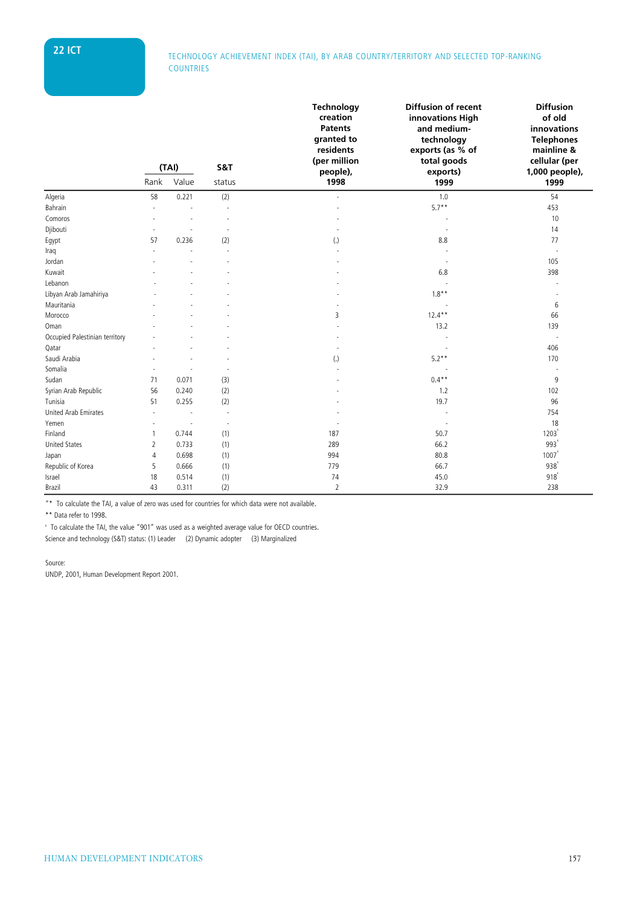## 22 ICT

TECHNOLOGY ACHIEVEMENT INDEX (TAI), BY ARAB COUNTRY/TERRITORY AND SELECTED TOP-RANKING COUNTRIES

| | (TAI) | | S&T | Technology creation Patents granted to residents (per million people), 1998 | Diffusion of recent innovations High and medium-technology exports (as % of total goods exports) 1999 | Diffusion of old innovations Telephones mainline & cellular (per 1,000 people), 1999 |
|---|---|---|---|---|---|---|
| | Rank | Value | status | | | |
| Algeria | 58 | 0.221 | (2) | - | 1.0 | 54 |
| Bahrain | - | - | - | - | 5.7** | 453 |
| Comoros | - | - | - | - | - | 10 |
| Djibouti | - | - | - | - | - | 14 |
| Egypt | 57 | 0.236 | (2) | (.) | 8.8 | 77 |
| Iraq | - | - | - | - | - | - |
| Jordan | - | - | - | - | - | 105 |
| Kuwait | - | - | - | - | 6.8 | 398 |
| Lebanon | - | - | - | - | - | - |
| Libyan Arab Jamahiriya | - | - | - | - | 1.8** | - |
| Mauritania | - | - | - | - | - | 6 |
| Morocco | - | - | - | 3 | 12.4** | 66 |
| Oman | - | - | - | - | 13.2 | 139 |
| Occupied Palestinian territory | - | - | - | - | - | - |
| Qatar | - | - | - | - | - | 406 |
| Saudi Arabia | - | - | - | (.) | 5.2** | 170 |
| Somalia | - | - | - | - | - | - |
| Sudan | 71 | 0.071 | (3) | - | 0.4** | 9 |
| Syrian Arab Republic | 56 | 0.240 | (2) | - | 1.2 | 102 |
| Tunisia | 51 | 0.255 | (2) | - | 19.7 | 96 |
| United Arab Emirates | - | - | - | - | - | 754 |
| Yemen | - | - | - | - | - | 18 |
| Finland | 1 | 0.744 | (1) | 187 | 50.7 | 1203ᶜ |
| United States | 2 | 0.733 | (1) | 289 | 66.2 | 993ᶜ |
| Japan | 4 | 0.698 | (1) | 994 | 80.8 | 1007ᶜ |
| Republic of Korea | 5 | 0.666 | (1) | 779 | 66.7 | 938ᶜ |
| Israel | 18 | 0.514 | (1) | 74 | 45.0 | 918ᶜ |
| Brazil | 43 | 0.311 | (2) | 2 | 32.9 | 238 |

"*" To calculate the TAI, a value of zero was used for countries for which data were not available.

** Data refer to 1998.

ᶜ To calculate the TAI, the value "901" was used as a weighted average value for OECD countries.

Science and technology (S&T) status: (1) Leader (2) Dynamic adopter (3) Marginalized

Source:

UNDP, 2001, Human Development Report 2001.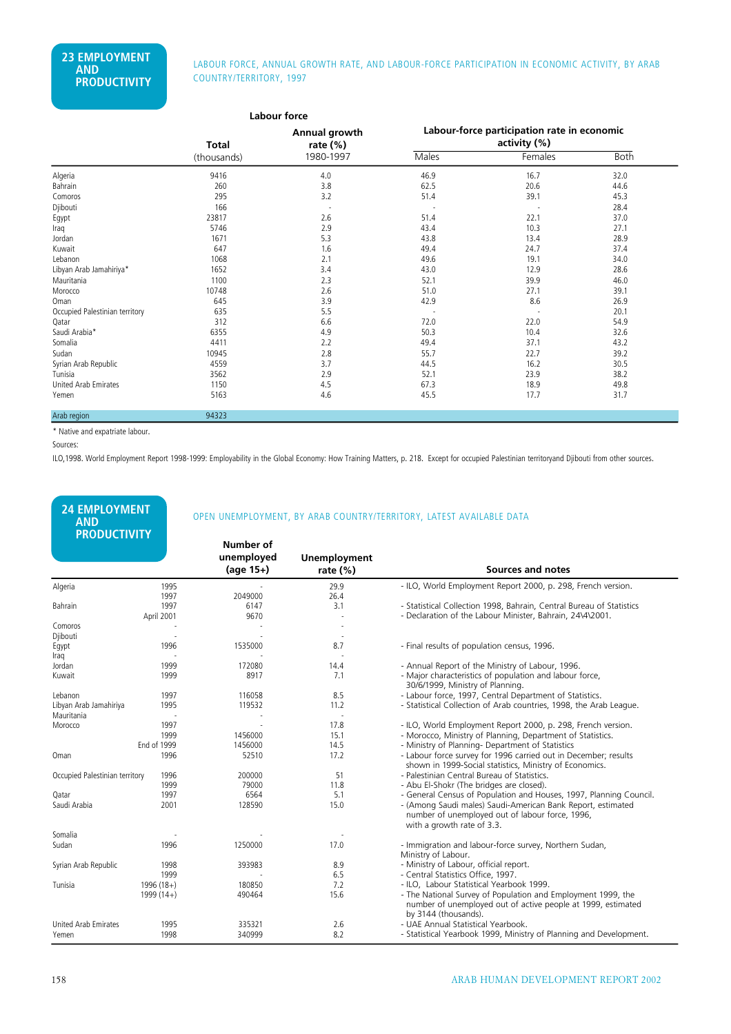## 23 EMPLOYMENT AND PRODUCTIVITY

LABOUR FORCE, ANNUAL GROWTH RATE, AND LABOUR-FORCE PARTICIPATION IN ECONOMIC ACTIVITY, BY ARAB COUNTRY/TERRITORY, 1997

| | Labour force | | Labour-force participation rate in economic activity (%) | | |
|---|---|---|---|---|---|
| | Total (thousands) | Annual growth rate (%) 1980-1997 | Males | Females | Both |
| Algeria | 9416 | 4.0 | 46.9 | 16.7 | 32.0 |
| Bahrain | 260 | 3.8 | 62.5 | 20.6 | 44.6 |
| Comoros | 295 | 3.2 | 51.4 | 39.1 | 45.3 |
| Djibouti | 166 | - | - | - | 28.4 |
| Egypt | 23817 | 2.6 | 51.4 | 22.1 | 37.0 |
| Iraq | 5746 | 2.9 | 43.4 | 10.3 | 27.1 |
| Jordan | 1671 | 5.3 | 43.8 | 13.4 | 28.9 |
| Kuwait | 647 | 1.6 | 49.4 | 24.7 | 37.4 |
| Lebanon | 1068 | 2.1 | 49.6 | 19.1 | 34.0 |
| Libyan Arab Jamahiriya* | 1652 | 3.4 | 43.0 | 12.9 | 28.6 |
| Mauritania | 1100 | 2.3 | 52.1 | 39.9 | 46.0 |
| Morocco | 10748 | 2.6 | 51.0 | 27.1 | 39.1 |
| Oman | 645 | 3.9 | 42.9 | 8.6 | 26.9 |
| Occupied Palestinian territory | 635 | 5.5 | - | - | 20.1 |
| Qatar | 312 | 6.6 | 72.0 | 22.0 | 54.9 |
| Saudi Arabia* | 6355 | 4.9 | 50.3 | 10.4 | 32.6 |
| Somalia | 4411 | 2.2 | 49.4 | 37.1 | 43.2 |
| Sudan | 10945 | 2.8 | 55.7 | 22.7 | 39.2 |
| Syrian Arab Republic | 4559 | 3.7 | 44.5 | 16.2 | 30.5 |
| Tunisia | 3562 | 2.9 | 52.1 | 23.9 | 38.2 |
| United Arab Emirates | 1150 | 4.5 | 67.3 | 18.9 | 49.8 |
| Yemen | 5163 | 4.6 | 45.5 | 17.7 | 31.7 |
| Arab region | 94323 | | | | |

\* Native and expatriate labour.

Sources:

ILO,1998. World Employment Report 1998-1999: Employability in the Global Economy: How Training Matters, p. 218. Except for occupied Palestinian territoryand Djibouti from other sources.

## 24 EMPLOYMENT AND PRODUCTIVITY

OPEN UNEMPLOYMENT, BY ARAB COUNTRY/TERRITORY, LATEST AVAILABLE DATA

| | | Number of unemployed (age 15+) | Unemployment rate (%) | Sources and notes |
|---|---|---|---|---|
| Algeria | 1995 | - | 29.9 | - ILO, World Employment Report 2000, p. 298, French version. |
| | 1997 | 2049000 | 26.4 | |
| Bahrain | 1997 | 6147 | 3.1 | - Statistical Collection 1998, Bahrain, Central Bureau of Statistics |
| | April 2001 | 9670 | - | - Declaration of the Labour Minister, Bahrain, 24\4\2001. |
| Comoros | - | - | - | |
| Djibouti | - | - | - | |
| Egypt | 1996 | 1535000 | 8.7 | - Final results of population census, 1996. |
| Iraq | - | - | - | |
| Jordan | 1999 | 172080 | 14.4 | - Annual Report of the Ministry of Labour, 1996. |
| Kuwait | 1999 | 8917 | 7.1 | - Major characteristics of population and labour force, 30/6/1999, Ministry of Planning. |
| Lebanon | 1997 | 116058 | 8.5 | - Labour force, 1997, Central Department of Statistics. |
| Libyan Arab Jamahiriya | 1995 | 119532 | 11.2 | - Statistical Collection of Arab countries, 1998, the Arab League. |
| Mauritania | - | - | - | |
| Morocco | 1997 | - | 17.8 | - ILO, World Employment Report 2000, p. 298, French version. |
| | 1999 | 1456000 | 15.1 | - Morocco, Ministry of Planning, Department of Statistics. |
| | End of 1999 | 1456000 | 14.5 | - Ministry of Planning- Department of Statistics |
| Oman | 1996 | 52510 | 17.2 | - Labour force survey for 1996 carried out in December; results shown in 1999-Social statistics, Ministry of Economics. |
| Occupied Palestinian territory | 1996 | 200000 | 51 | - Palestinian Central Bureau of Statistics. |
| | 1999 | 79000 | 11.8 | - Abu El-Shokr (The bridges are closed). |
| Qatar | 1997 | 6564 | 5.1 | - General Census of Population and Houses, 1997, Planning Council. |
| Saudi Arabia | 2001 | 128590 | 15.0 | - (Among Saudi males) Saudi-American Bank Report, estimated number of unemployed out of labour force, 1996, with a growth rate of 3.3. |
| Somalia | - | - | - | |
| Sudan | 1996 | 1250000 | 17.0 | - Immigration and labour-force survey, Northern Sudan, Ministry of Labour. |
| Syrian Arab Republic | 1998 | 393983 | 8.9 | - Ministry of Labour, official report. |
| | 1999 | - | 6.5 | - Central Statistics Office, 1997. |
| Tunisia | 1996 (18+) | 180850 | 7.2 | - ILO, Labour Statistical Yearbook 1999. |
| | 1999 (14+) | 490464 | 15.6 | - The National Survey of Population and Employment 1999, the number of unemployed out of active people at 1999, estimated by 3144 (thousands). |
| United Arab Emirates | 1995 | 335321 | 2.6 | - UAE Annual Statistical Yearbook. |
| Yemen | 1998 | 340999 | 8.2 | - Statistical Yearbook 1999, Ministry of Planning and Development. |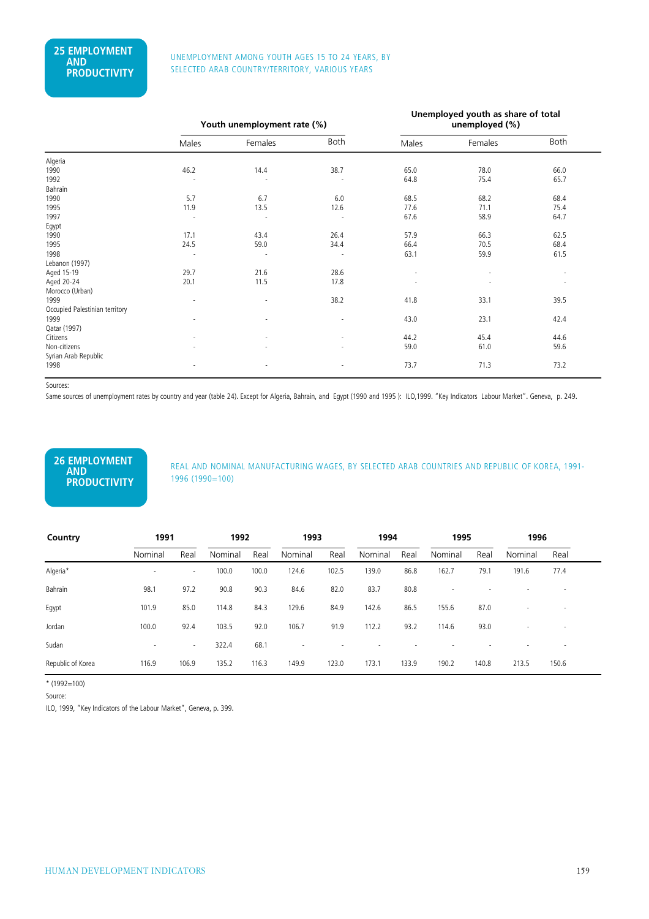## 25 EMPLOYMENT AND PRODUCTIVITY

UNEMPLOYMENT AMONG YOUTH AGES 15 TO 24 YEARS, BY SELECTED ARAB COUNTRY/TERRITORY, VARIOUS YEARS

| | Youth unemployment rate (%) | | | Unemployed youth as share of total unemployed (%) | | |
|---|---|---|---|---|---|---|
| | Males | Females | Both | Males | Females | Both |
| Algeria | | | | | | |
| 1990 | 46.2 | 14.4 | 38.7 | 65.0 | 78.0 | 66.0 |
| 1992 | - | - | - | 64.8 | 75.4 | 65.7 |
| Bahrain | | | | | | |
| 1990 | 5.7 | 6.7 | 6.0 | 68.5 | 68.2 | 68.4 |
| 1995 | 11.9 | 13.5 | 12.6 | 77.6 | 71.1 | 75.4 |
| 1997 | - | - | - | 67.6 | 58.9 | 64.7 |
| Egypt | | | | | | |
| 1990 | 17.1 | 43.4 | 26.4 | 57.9 | 66.3 | 62.5 |
| 1995 | 24.5 | 59.0 | 34.4 | 66.4 | 70.5 | 68.4 |
| 1998 | - | - | - | 63.1 | 59.9 | 61.5 |
| Lebanon (1997) | | | | | | |
| Aged 15-19 | 29.7 | 21.6 | 28.6 | - | - | - |
| Aged 20-24 | 20.1 | 11.5 | 17.8 | - | - | - |
| Morocco (Urban) | | | | | | |
| 1999 | - | - | 38.2 | 41.8 | 33.1 | 39.5 |
| Occupied Palestinian territory | | | | | | |
| 1999 | - | - | - | 43.0 | 23.1 | 42.4 |
| Qatar (1997) | | | | | | |
| Citizens | - | - | - | 44.2 | 45.4 | 44.6 |
| Non-citizens | - | - | - | 59.0 | 61.0 | 59.6 |
| Syrian Arab Republic | | | | | | |
| 1998 | - | - | - | 73.7 | 71.3 | 73.2 |

Sources:

Same sources of unemployment rates by country and year (table 24). Except for Algeria, Bahrain, and Egypt (1990 and 1995 ): ILO,1999. "Key Indicators Labour Market". Geneva, p. 249.

## 26 EMPLOYMENT AND PRODUCTIVITY

REAL AND NOMINAL MANUFACTURING WAGES, BY SELECTED ARAB COUNTRIES AND REPUBLIC OF KOREA, 1991-1996 (1990=100)

| Country | 1991 | | 1992 | | 1993 | | 1994 | | 1995 | | 1996 | |
|---|---|---|---|---|---|---|---|---|---|---|---|---|
| | Nominal | Real | Nominal | Real | Nominal | Real | Nominal | Real | Nominal | Real | Nominal | Real |
| Algeria* | - | - | 100.0 | 100.0 | 124.6 | 102.5 | 139.0 | 86.8 | 162.7 | 79.1 | 191.6 | 77.4 |
| Bahrain | 98.1 | 97.2 | 90.8 | 90.3 | 84.6 | 82.0 | 83.7 | 80.8 | - | - | - | - |
| Egypt | 101.9 | 85.0 | 114.8 | 84.3 | 129.6 | 84.9 | 142.6 | 86.5 | 155.6 | 87.0 | - | - |
| Jordan | 100.0 | 92.4 | 103.5 | 92.0 | 106.7 | 91.9 | 112.2 | 93.2 | 114.6 | 93.0 | - | - |
| Sudan | - | - | 322.4 | 68.1 | - | - | - | - | - | - | - | - |
| Republic of Korea | 116.9 | 106.9 | 135.2 | 116.3 | 149.9 | 123.0 | 173.1 | 133.9 | 190.2 | 140.8 | 213.5 | 150.6 |

* (1992=100)

Source:

ILO, 1999, "Key Indicators of the Labour Market", Geneva, p. 399.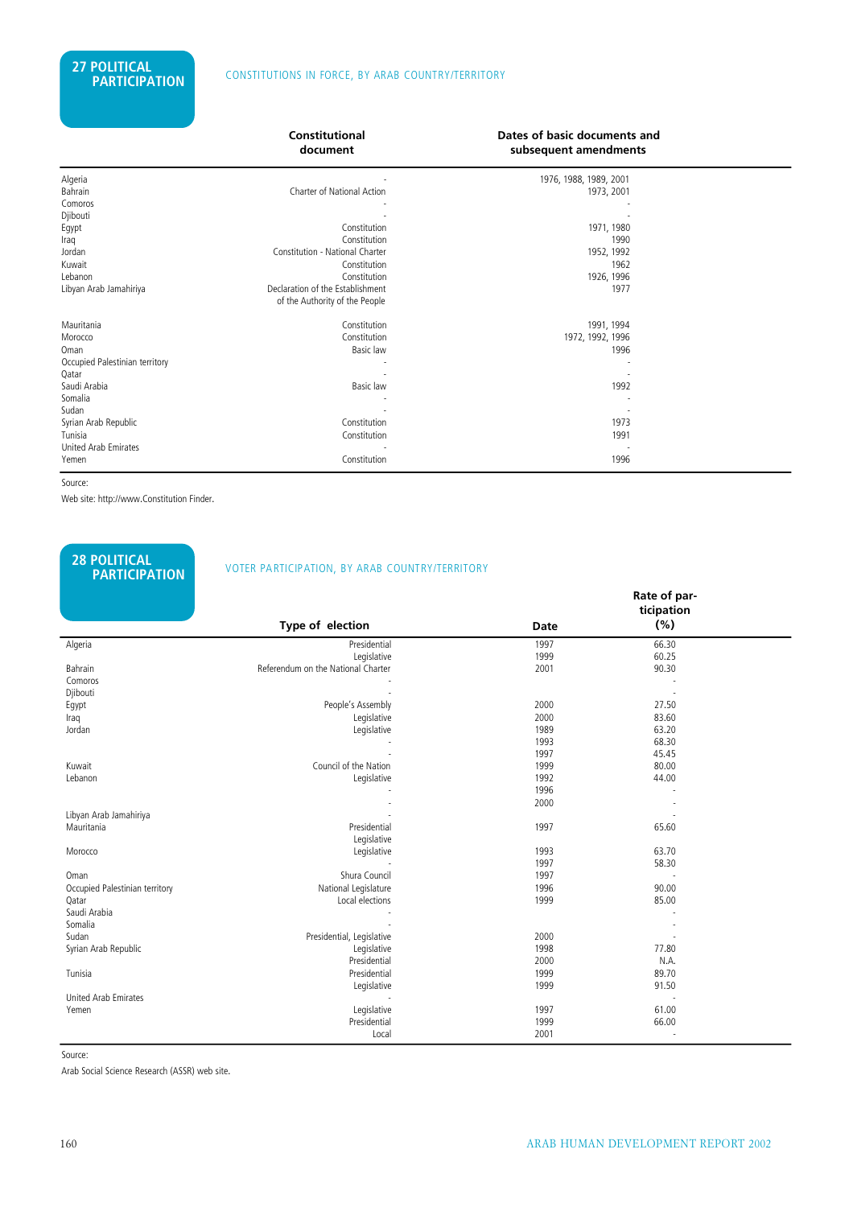## 27 POLITICAL PARTICIPATION

CONSTITUTIONS IN FORCE, BY ARAB COUNTRY/TERRITORY

| | Constitutional document | Dates of basic documents and subsequent amendments |
|---|---|---|
| Algeria | - | 1976, 1988, 1989, 2001 |
| Bahrain | Charter of National Action | 1973, 2001 |
| Comoros | - | - |
| Djibouti | - | - |
| Egypt | Constitution | 1971, 1980 |
| Iraq | Constitution | 1990 |
| Jordan | Constitution - National Charter | 1952, 1992 |
| Kuwait | Constitution | 1962 |
| Lebanon | Constitution | 1926, 1996 |
| Libyan Arab Jamahiriya | Declaration of the Establishment of the Authority of the People | 1977 |
| Mauritania | Constitution | 1991, 1994 |
| Morocco | Constitution | 1972, 1992, 1996 |
| Oman | Basic law | 1996 |
| Occupied Palestinian territory | - | - |
| Qatar | - | - |
| Saudi Arabia | Basic law | 1992 |
| Somalia | - | - |
| Sudan | - | - |
| Syrian Arab Republic | Constitution | 1973 |
| Tunisia | Constitution | 1991 |
| United Arab Emirates | - | - |
| Yemen | Constitution | 1996 |

Source:

Web site: http://www.Constitution Finder.

## 28 POLITICAL PARTICIPATION

VOTER PARTICIPATION, BY ARAB COUNTRY/TERRITORY

| | Type of election | Date | Rate of participation (%) |
|---|---|---|---|
| Algeria | Presidential | 1997 | 66.30 |
| | Legislative | 1999 | 60.25 |
| Bahrain | Referendum on the National Charter | 2001 | 90.30 |
| Comoros | - | | - |
| Djibouti | - | | - |
| Egypt | People's Assembly | 2000 | 27.50 |
| Iraq | Legislative | 2000 | 83.60 |
| Jordan | Legislative | 1989 | 63.20 |
| | - | 1993 | 68.30 |
| | - | 1997 | 45.45 |
| Kuwait | Council of the Nation | 1999 | 80.00 |
| Lebanon | Legislative | 1992 | 44.00 |
| | - | 1996 | - |
| | - | 2000 | - |
| Libyan Arab Jamahiriya | - | | - |
| Mauritania | Presidential | 1997 | 65.60 |
| | Legislative | | |
| Morocco | Legislative | 1993 | 63.70 |
| | - | 1997 | 58.30 |
| Oman | Shura Council | 1997 | - |
| Occupied Palestinian territory | National Legislature | 1996 | 90.00 |
| Qatar | Local elections | 1999 | 85.00 |
| Saudi Arabia | - | | - |
| Somalia | - | | - |
| Sudan | Presidential, Legislative | 2000 | - |
| Syrian Arab Republic | Legislative | 1998 | 77.80 |
| | Presidential | 2000 | N.A. |
| Tunisia | Presidential | 1999 | 89.70 |
| | Legislative | 1999 | 91.50 |
| United Arab Emirates | - | | - |
| Yemen | Legislative | 1997 | 61.00 |
| | Presidential | 1999 | 66.00 |
| | Local | 2001 | - |

Source:

Arab Social Science Research (ASSR) web site.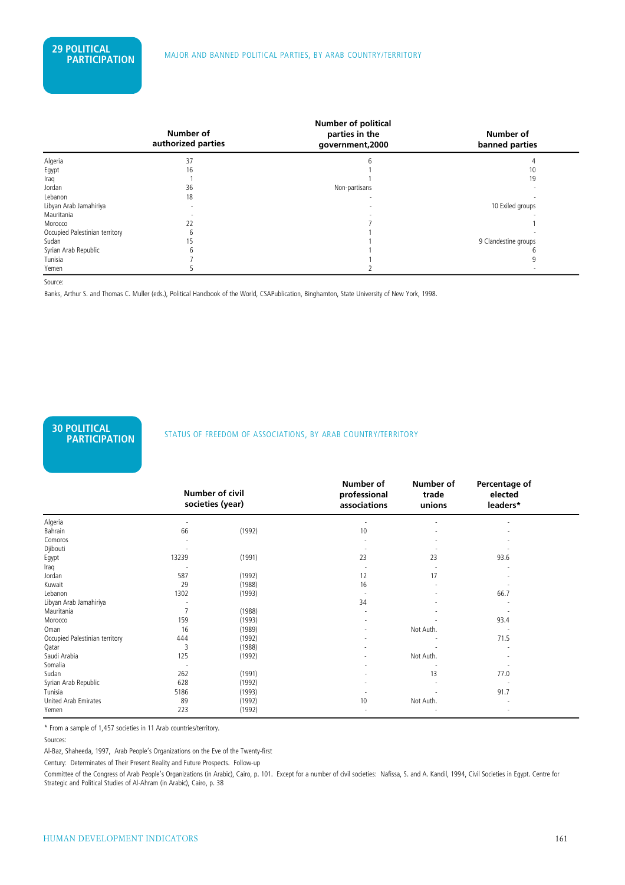## 29 POLITICAL PARTICIPATION

### MAJOR AND BANNED POLITICAL PARTIES, BY ARAB COUNTRY/TERRITORY

| | Number of authorized parties | Number of political parties in the government,2000 | Number of banned parties |
|---|---|---|---|
| Algeria | 37 | 6 | 4 |
| Egypt | 16 | 1 | 10 |
| Iraq | 1 | 1 | 19 |
| Jordan | 36 | Non-partisans | - |
| Lebanon | 18 | - | - |
| Libyan Arab Jamahiriya | - | - | 10 Exiled groups |
| Mauritania | - | - | - |
| Morocco | 22 | 7 | 1 |
| Occupied Palestinian territory | 6 | 1 | - |
| Sudan | 15 | 1 | 9 Clandestine groups |
| Syrian Arab Republic | 6 | 1 | 6 |
| Tunisia | 7 | 1 | 9 |
| Yemen | 5 | 2 | - |

Source:

Banks, Arthur S. and Thomas C. Muller (eds.), Political Handbook of the World, CSAPublication, Binghamton, State University of New York, 1998.

## 30 POLITICAL PARTICIPATION

### STATUS OF FREEDOM OF ASSOCIATIONS, BY ARAB COUNTRY/TERRITORY

| | Number of civil societies | (year) | Number of professional associations | Number of trade unions | Percentage of elected leaders* |
|---|---|---|---|---|---|
| Algeria | - | | - | - | - |
| Bahrain | 66 | (1992) | 10 | - | - |
| Comoros | - | | - | - | - |
| Djibouti | - | | - | - | - |
| Egypt | 13239 | (1991) | 23 | 23 | 93.6 |
| Iraq | - | | - | - | - |
| Jordan | 587 | (1992) | 12 | 17 | - |
| Kuwait | 29 | (1988) | 16 | - | - |
| Lebanon | 1302 | (1993) | - | - | 66.7 |
| Libyan Arab Jamahiriya | - | | 34 | - | - |
| Mauritania | 7 | (1988) | - | - | - |
| Morocco | 159 | (1993) | - | - | 93.4 |
| Oman | 16 | (1989) | - | Not Auth. | - |
| Occupied Palestinian territory | 444 | (1992) | - | - | 71.5 |
| Qatar | 3 | (1988) | - | - | - |
| Saudi Arabia | 125 | (1992) | - | Not Auth. | - |
| Somalia | - | | - | - | - |
| Sudan | 262 | (1991) | - | 13 | 77.0 |
| Syrian Arab Republic | 628 | (1992) | - | - | - |
| Tunisia | 5186 | (1993) | - | - | 91.7 |
| United Arab Emirates | 89 | (1992) | 10 | Not Auth. | - |
| Yemen | 223 | (1992) | - | - | - |

* From a sample of 1,457 societies in 11 Arab countries/territory.

Sources:

Al-Baz, Shaheeda, 1997, Arab People's Organizations on the Eve of the Twenty-first

Century: Determinates of Their Present Reality and Future Prospects. Follow-up

Committee of the Congress of Arab People's Organizations (in Arabic), Cairo, p. 101. Except for a number of civil societies: Nafissa, S. and A. Kandil, 1994, Civil Societies in Egypt. Centre for Strategic and Political Studies of Al-Ahram (in Arabic), Cairo, p. 38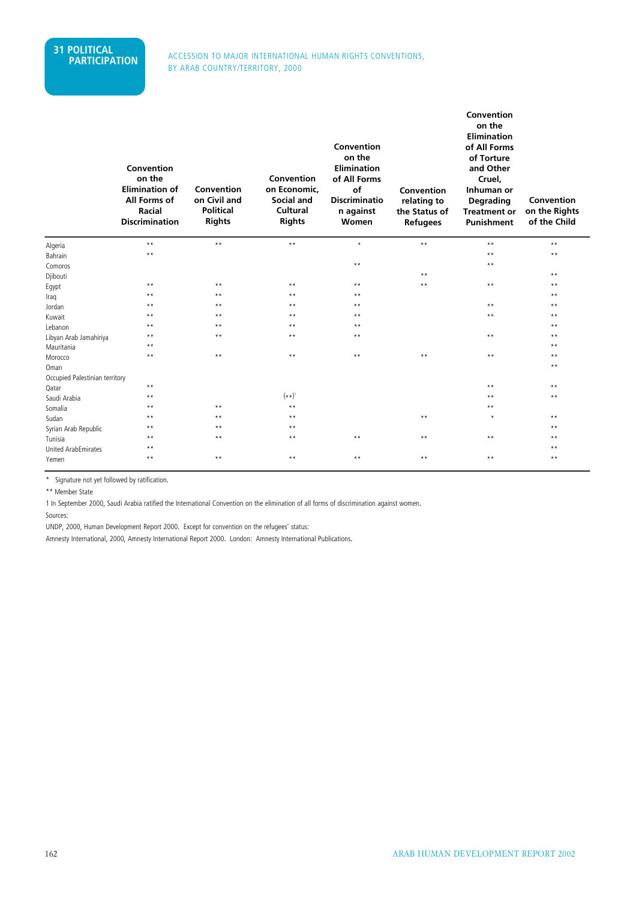## 31 POLITICAL PARTICIPATION

ACCESSION TO MAJOR INTERNATIONAL HUMAN RIGHTS CONVENTIONS, BY ARAB COUNTRY/TERRITORY, 2000

| | Convention on the Elimination of All Forms of Racial Discrimination | Convention on Civil and Political Rights | Convention on Economic, Social and Cultural Rights | Convention on the Elimination of All Forms of Discriminatio n against Women | Convention relating to the Status of Refugees | Convention on the Elimination of All Forms of Torture and Other Cruel, Inhuman or Degrading Treatment or Punishment | Convention on the Rights of the Child |
|---|---|---|---|---|---|---|---|
| Algeria | ** | ** | ** | * | ** | ** | ** |
| Bahrain | ** | | | | | ** | ** |
| Comoros | | | | ** | | ** | |
| Djibouti | | | | | ** | | ** |
| Egypt | ** | ** | ** | ** | ** | ** | ** |
| Iraq | ** | ** | ** | ** | | | ** |
| Jordan | ** | ** | ** | ** | | ** | ** |
| Kuwait | ** | ** | ** | ** | | ** | ** |
| Lebanon | ** | ** | ** | ** | | | ** |
| Libyan Arab Jamahiriya | ** | ** | ** | ** | | ** | ** |
| Mauritania | ** | | | | | | ** |
| Morocco | ** | ** | ** | ** | ** | ** | ** |
| Oman | | | | | | | ** |
| Occupied Palestinian territory | | | | | | | |
| Qatar | ** | | | | | ** | ** |
| Saudi Arabia | ** | | (**)[1] | | | ** | ** |
| Somalia | ** | ** | ** | | | ** | |
| Sudan | ** | ** | ** | | ** | * | ** |
| Syrian Arab Republic | ** | ** | ** | | | | ** |
| Tunisia | ** | ** | ** | ** | ** | ** | ** |
| United ArabEmirates | ** | | | | | | ** |
| Yemen | ** | ** | ** | ** | ** | ** | ** |

\* Signature not yet followed by ratification.

** Member State

1 In September 2000, Saudi Arabia ratified the International Convention on the elimination of all forms of discrimination against women.

Sources:

UNDP, 2000, Human Development Report 2000. Except for convention on the refugees' status:

Amnesty International, 2000, Amnesty International Report 2000. London: Amnesty International Publications.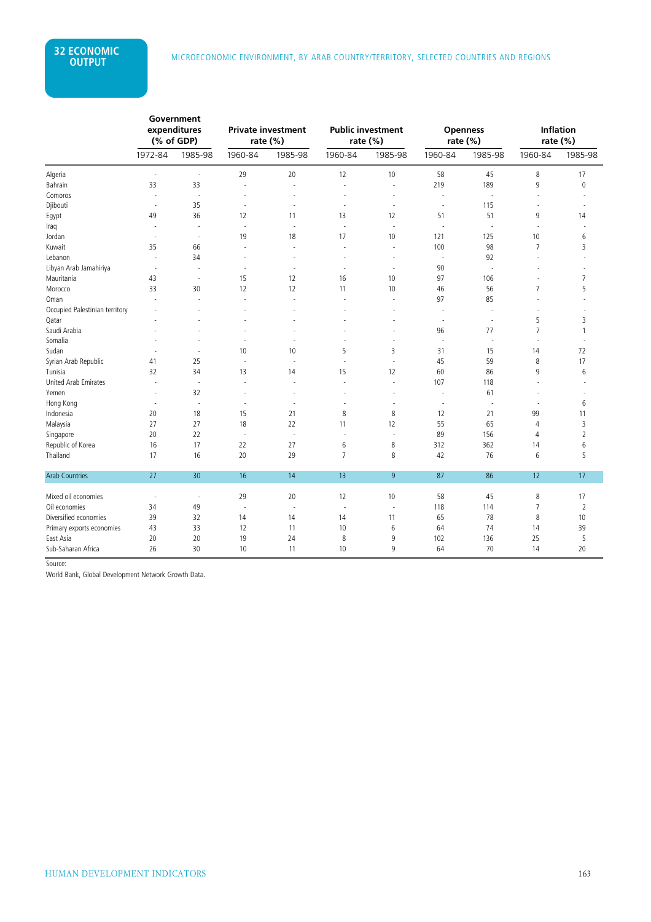## 32 ECONOMIC OUTPUT

MICROECONOMIC ENVIRONMENT, BY ARAB COUNTRY/TERRITORY, SELECTED COUNTRIES AND REGIONS

| | Government expenditures (% of GDP) | | Private investment rate (%) | | Public investment rate (%) | | Openness rate (%) | | Inflation rate (%) | |
|---|---|---|---|---|---|---|---|---|---|---|
| | 1972-84 | 1985-98 | 1960-84 | 1985-98 | 1960-84 | 1985-98 | 1960-84 | 1985-98 | 1960-84 | 1985-98 |
| Algeria | - | - | 29 | 20 | 12 | 10 | 58 | 45 | 8 | 17 |
| Bahrain | 33 | 33 | - | - | - | - | 219 | 189 | 9 | 0 |
| Comoros | - | - | - | - | - | - | - | - | - | - |
| Djibouti | - | 35 | - | - | - | - | - | 115 | - | - |
| Egypt | 49 | 36 | 12 | 11 | 13 | 12 | 51 | 51 | 9 | 14 |
| Iraq | - | - | - | - | - | - | - | - | - | - |
| Jordan | - | - | 19 | 18 | 17 | 10 | 121 | 125 | 10 | 6 |
| Kuwait | 35 | 66 | - | - | - | - | 100 | 98 | 7 | 3 |
| Lebanon | - | 34 | - | - | - | - | - | 92 | - | - |
| Libyan Arab Jamahiriya | - | - | - | - | - | - | 90 | - | - | - |
| Mauritania | 43 | - | 15 | 12 | 16 | 10 | 97 | 106 | - | 7 |
| Morocco | 33 | 30 | 12 | 12 | 11 | 10 | 46 | 56 | 7 | 5 |
| Oman | - | - | - | - | - | - | 97 | 85 | - | - |
| Occupied Palestinian territory | - | - | - | - | - | - | - | - | - | - |
| Qatar | - | - | - | - | - | - | - | - | 5 | 3 |
| Saudi Arabia | - | - | - | - | - | - | 96 | 77 | 7 | 1 |
| Somalia | - | - | - | - | - | - | - | - | - | - |
| Sudan | - | - | 10 | 10 | 5 | 3 | 31 | 15 | 14 | 72 |
| Syrian Arab Republic | 41 | 25 | - | - | - | - | 45 | 59 | 8 | 17 |
| Tunisia | 32 | 34 | 13 | 14 | 15 | 12 | 60 | 86 | 9 | 6 |
| United Arab Emirates | - | - | - | - | - | - | 107 | 118 | - | - |
| Yemen | - | 32 | - | - | - | - | - | 61 | - | - |
| Hong Kong | - | - | - | - | - | - | - | - | - | 6 |
| Indonesia | 20 | 18 | 15 | 21 | 8 | 8 | 12 | 21 | 99 | 11 |
| Malaysia | 27 | 27 | 18 | 22 | 11 | 12 | 55 | 65 | 4 | 3 |
| Singapore | 20 | 22 | - | - | - | - | 89 | 156 | 4 | 2 |
| Republic of Korea | 16 | 17 | 22 | 27 | 6 | 8 | 312 | 362 | 14 | 6 |
| Thailand | 17 | 16 | 20 | 29 | 7 | 8 | 42 | 76 | 6 | 5 |
| **Arab Countries** | 27 | 30 | 16 | 14 | 13 | 9 | 87 | 86 | 12 | 17 |
| Mixed oil economies | - | - | 29 | 20 | 12 | 10 | 58 | 45 | 8 | 17 |
| Oil economies | 34 | 49 | - | - | - | - | 118 | 114 | 7 | 2 |
| Diversified economies | 39 | 32 | 14 | 14 | 14 | 11 | 65 | 78 | 8 | 10 |
| Primary exports economies | 43 | 33 | 12 | 11 | 10 | 6 | 64 | 74 | 14 | 39 |
| East Asia | 20 | 20 | 19 | 24 | 8 | 9 | 102 | 136 | 25 | 5 |
| Sub-Saharan Africa | 26 | 30 | 10 | 11 | 10 | 9 | 64 | 70 | 14 | 20 |

Source:
World Bank, Global Development Network Growth Data.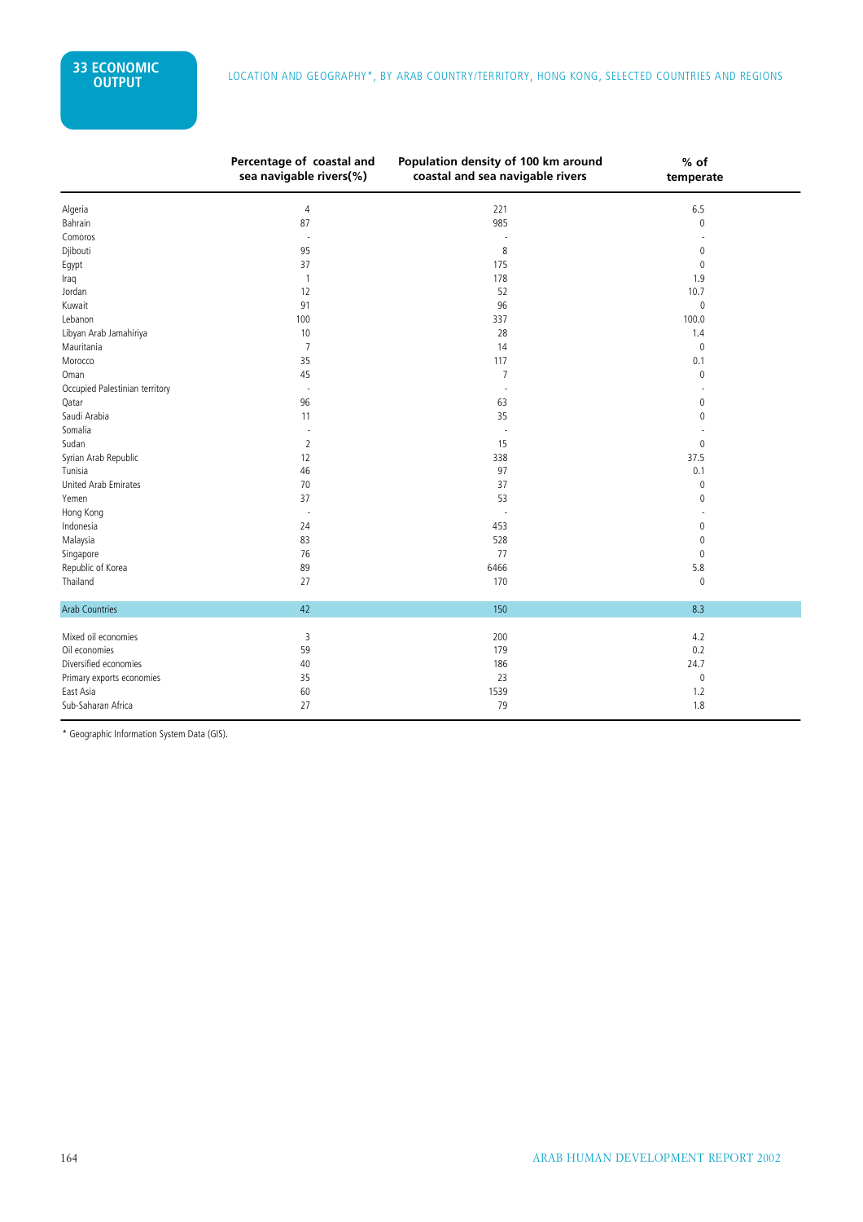# 33 ECONOMIC OUTPUT

## LOCATION AND GEOGRAPHY*, BY ARAB COUNTRY/TERRITORY, HONG KONG, SELECTED COUNTRIES AND REGIONS

| | Percentage of coastal and sea navigable rivers(%) | Population density of 100 km around coastal and sea navigable rivers | % of temperate |
|---|---|---|---|
| Algeria | 4 | 221 | 6.5 |
| Bahrain | 87 | 985 | 0 |
| Comoros | - | - | - |
| Djibouti | 95 | 8 | 0 |
| Egypt | 37 | 175 | 0 |
| Iraq | 1 | 178 | 1.9 |
| Jordan | 12 | 52 | 10.7 |
| Kuwait | 91 | 96 | 0 |
| Lebanon | 100 | 337 | 100.0 |
| Libyan Arab Jamahiriya | 10 | 28 | 1.4 |
| Mauritania | 7 | 14 | 0 |
| Morocco | 35 | 117 | 0.1 |
| Oman | 45 | 7 | 0 |
| Occupied Palestinian territory | - | - | - |
| Qatar | 96 | 63 | 0 |
| Saudi Arabia | 11 | 35 | 0 |
| Somalia | - | - | - |
| Sudan | 2 | 15 | 0 |
| Syrian Arab Republic | 12 | 338 | 37.5 |
| Tunisia | 46 | 97 | 0.1 |
| United Arab Emirates | 70 | 37 | 0 |
| Yemen | 37 | 53 | 0 |
| Hong Kong | - | - | - |
| Indonesia | 24 | 453 | 0 |
| Malaysia | 83 | 528 | 0 |
| Singapore | 76 | 77 | 0 |
| Republic of Korea | 89 | 6466 | 5.8 |
| Thailand | 27 | 170 | 0 |
| Arab Countries | 42 | 150 | 8.3 |
| Mixed oil economies | 3 | 200 | 4.2 |
| Oil economies | 59 | 179 | 0.2 |
| Diversified economies | 40 | 186 | 24.7 |
| Primary exports economies | 35 | 23 | 0 |
| East Asia | 60 | 1539 | 1.2 |
| Sub-Saharan Africa | 27 | 79 | 1.8 |

* Geographic Information System Data (GIS).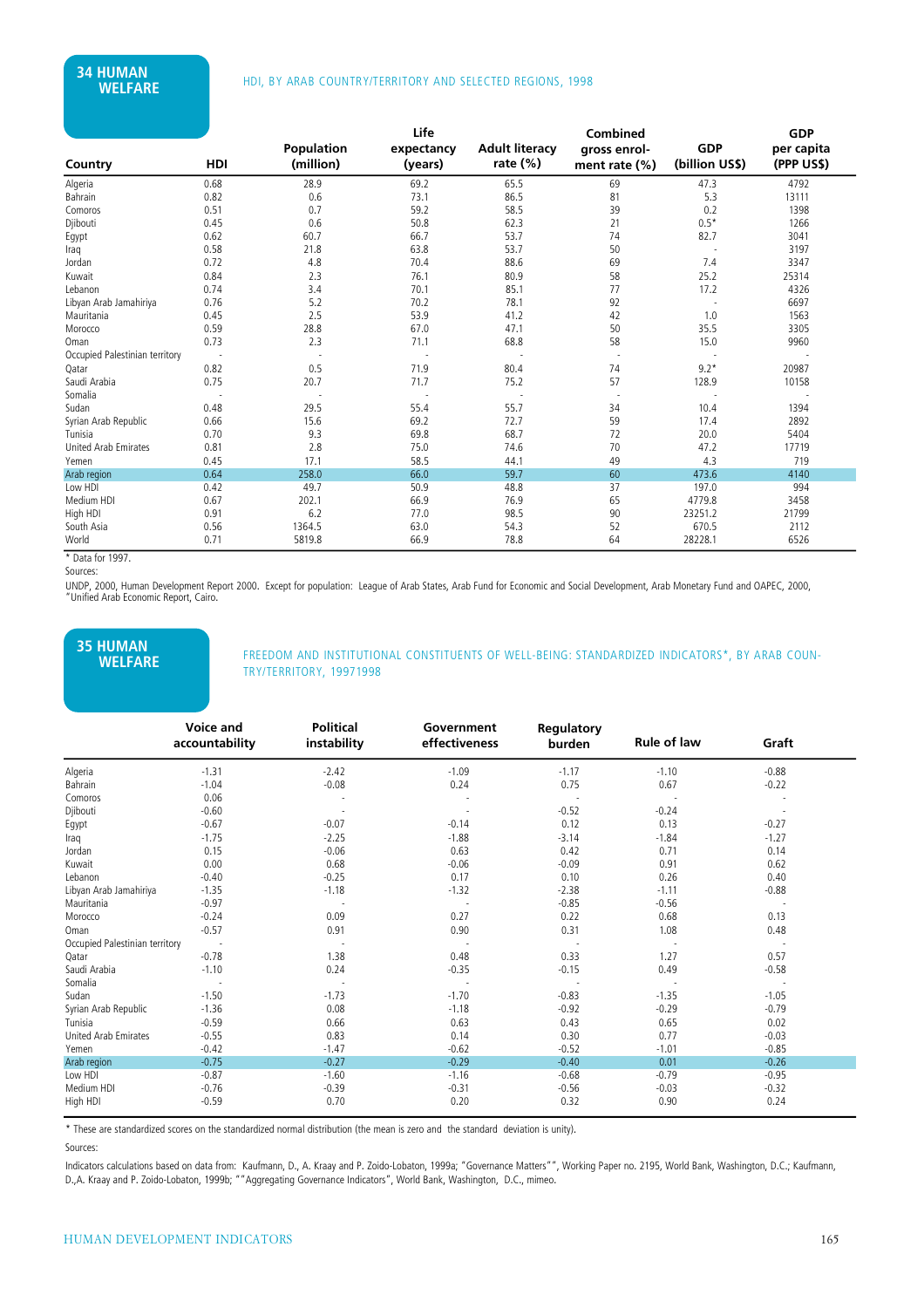## 34 HUMAN WELFARE

HDI, BY ARAB COUNTRY/TERRITORY AND SELECTED REGIONS, 1998

| Country | HDI | Population (million) | Life expectancy (years) | Adult literacy rate (%) | Combined gross enrol-ment rate (%) | GDP (billion US$) | GDP per capita (PPP US$) |
|---|---|---|---|---|---|---|---|
| Algeria | 0.68 | 28.9 | 69.2 | 65.5 | 69 | 47.3 | 4792 |
| Bahrain | 0.82 | 0.6 | 73.1 | 86.5 | 81 | 5.3 | 13111 |
| Comoros | 0.51 | 0.7 | 59.2 | 58.5 | 39 | 0.2 | 1398 |
| Djibouti | 0.45 | 0.6 | 50.8 | 62.3 | 21 | 0.5* | 1266 |
| Egypt | 0.62 | 60.7 | 66.7 | 53.7 | 74 | 82.7 | 3041 |
| Iraq | 0.58 | 21.8 | 63.8 | 53.7 | 50 | - | 3197 |
| Jordan | 0.72 | 4.8 | 70.4 | 88.6 | 69 | 7.4 | 3347 |
| Kuwait | 0.84 | 2.3 | 76.1 | 80.9 | 58 | 25.2 | 25314 |
| Lebanon | 0.74 | 3.4 | 70.1 | 85.1 | 77 | 17.2 | 4326 |
| Libyan Arab Jamahiriya | 0.76 | 5.2 | 70.2 | 78.1 | 92 | - | 6697 |
| Mauritania | 0.45 | 2.5 | 53.9 | 41.2 | 42 | 1.0 | 1563 |
| Morocco | 0.59 | 28.8 | 67.0 | 47.1 | 50 | 35.5 | 3305 |
| Oman | 0.73 | 2.3 | 71.1 | 68.8 | 58 | 15.0 | 9960 |
| Occupied Palestinian territory | - | - | - | - | - | - | - |
| Qatar | 0.82 | 0.5 | 71.9 | 80.4 | 74 | 9.2* | 20987 |
| Saudi Arabia | 0.75 | 20.7 | 71.7 | 75.2 | 57 | 128.9 | 10158 |
| Somalia | - | - | - | - | - | - | - |
| Sudan | 0.48 | 29.5 | 55.4 | 55.7 | 34 | 10.4 | 1394 |
| Syrian Arab Republic | 0.66 | 15.6 | 69.2 | 72.7 | 59 | 17.4 | 2892 |
| Tunisia | 0.70 | 9.3 | 69.8 | 68.7 | 72 | 20.0 | 5404 |
| United Arab Emirates | 0.81 | 2.8 | 75.0 | 74.6 | 70 | 47.2 | 17719 |
| Yemen | 0.45 | 17.1 | 58.5 | 44.1 | 49 | 4.3 | 719 |
| Arab region | 0.64 | 258.0 | 66.0 | 59.7 | 60 | 473.6 | 4140 |
| Low HDI | 0.42 | 49.7 | 50.9 | 48.8 | 37 | 197.0 | 994 |
| Medium HDI | 0.67 | 202.1 | 66.9 | 76.9 | 65 | 4779.8 | 3458 |
| High HDI | 0.91 | 6.2 | 77.0 | 98.5 | 90 | 23251.2 | 21799 |
| South Asia | 0.56 | 1364.5 | 63.0 | 54.3 | 52 | 670.5 | 2112 |
| World | 0.71 | 5819.8 | 66.9 | 78.8 | 64 | 28228.1 | 6526 |

\* Data for 1997.

Sources:

UNDP, 2000, Human Development Report 2000. Except for population: League of Arab States, Arab Fund for Economic and Social Development, Arab Monetary Fund and OAPEC, 2000, "Unified Arab Economic Report, Cairo.

## 35 HUMAN WELFARE

FREEDOM AND INSTITUTIONAL CONSTITUENTS OF WELL-BEING: STANDARDIZED INDICATORS*, BY ARAB COUNTRY/TERRITORY, 19971998

| | Voice and accountability | Political instability | Government effectiveness | Regulatory burden | Rule of law | Graft |
|---|---|---|---|---|---|---|
| Algeria | -1.31 | -2.42 | -1.09 | -1.17 | -1.10 | -0.88 |
| Bahrain | -1.04 | -0.08 | 0.24 | 0.75 | 0.67 | -0.22 |
| Comoros | 0.06 | - | - | - | - | - |
| Djibouti | -0.60 | - | - | -0.52 | -0.24 | - |
| Egypt | -0.67 | -0.07 | -0.14 | 0.12 | 0.13 | -0.27 |
| Iraq | -1.75 | -2.25 | -1.88 | -3.14 | -1.84 | -1.27 |
| Jordan | 0.15 | -0.06 | 0.63 | 0.42 | 0.71 | 0.14 |
| Kuwait | 0.00 | 0.68 | -0.06 | -0.09 | 0.91 | 0.62 |
| Lebanon | -0.40 | -0.25 | 0.17 | 0.10 | 0.26 | 0.40 |
| Libyan Arab Jamahiriya | -1.35 | -1.18 | -1.32 | -2.38 | -1.11 | -0.88 |
| Mauritania | -0.97 | - | - | -0.85 | -0.56 | - |
| Morocco | -0.24 | 0.09 | 0.27 | 0.22 | 0.68 | 0.13 |
| Oman | -0.57 | 0.91 | 0.90 | 0.31 | 1.08 | 0.48 |
| Occupied Palestinian territory | - | - | - | - | - | - |
| Qatar | -0.78 | 1.38 | 0.48 | 0.33 | 1.27 | 0.57 |
| Saudi Arabia | -1.10 | 0.24 | -0.35 | -0.15 | 0.49 | -0.58 |
| Somalia | - | - | - | - | - | - |
| Sudan | -1.50 | -1.73 | -1.70 | -0.83 | -1.35 | -1.05 |
| Syrian Arab Republic | -1.36 | 0.08 | -1.18 | -0.92 | -0.29 | -0.79 |
| Tunisia | -0.59 | 0.66 | 0.63 | 0.43 | 0.65 | 0.02 |
| United Arab Emirates | -0.55 | 0.83 | 0.14 | 0.30 | 0.77 | -0.03 |
| Yemen | -0.42 | -1.47 | -0.62 | -0.52 | -1.01 | -0.85 |
| Arab region | -0.75 | -0.27 | -0.29 | -0.40 | 0.01 | -0.26 |
| Low HDI | -0.87 | -1.60 | -1.16 | -0.68 | -0.79 | -0.95 |
| Medium HDI | -0.76 | -0.39 | -0.31 | -0.56 | -0.03 | -0.32 |
| High HDI | -0.59 | 0.70 | 0.20 | 0.32 | 0.90 | 0.24 |

\* These are standardized scores on the standardized normal distribution (the mean is zero and the standard deviation is unity).

Sources:

Indicators calculations based on data from: Kaufmann, D., A. Kraay and P. Zoido-Lobaton, 1999a; "Governance Matters"", Working Paper no. 2195, World Bank, Washington, D.C.; Kaufmann, D.,A. Kraay and P. Zoido-Lobaton, 1999b; ""Aggregating Governance Indicators", World Bank, Washington, D.C., mimeo.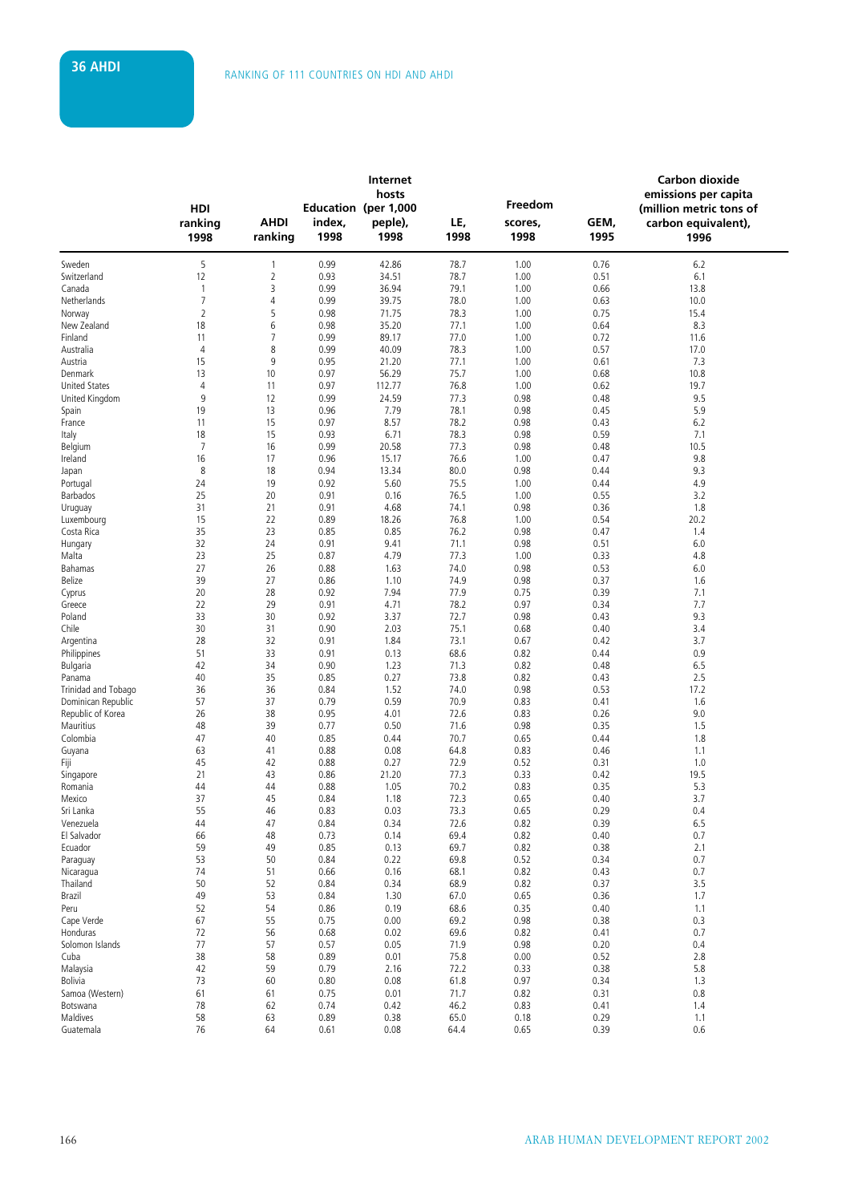# 36 AHDI

RANKING OF 111 COUNTRIES ON HDI AND AHDI

| | HDI ranking 1998 | AHDI ranking | Education index, 1998 | Internet hosts (per 1,000 peple), 1998 | LE, 1998 | Freedom scores, 1998 | GEM, 1995 | Carbon dioxide emissions per capita (million metric tons of carbon equivalent), 1996 |
|---|---|---|---|---|---|---|---|---|
| Sweden | 5 | 1 | 0.99 | 42.86 | 78.7 | 1.00 | 0.76 | 6.2 |
| Switzerland | 12 | 2 | 0.93 | 34.51 | 78.7 | 1.00 | 0.51 | 6.1 |
| Canada | 1 | 3 | 0.99 | 36.94 | 79.1 | 1.00 | 0.66 | 13.8 |
| Netherlands | 7 | 4 | 0.99 | 39.75 | 78.0 | 1.00 | 0.63 | 10.0 |
| Norway | 2 | 5 | 0.98 | 71.75 | 78.3 | 1.00 | 0.75 | 15.4 |
| New Zealand | 18 | 6 | 0.98 | 35.20 | 77.1 | 1.00 | 0.64 | 8.3 |
| Finland | 11 | 7 | 0.99 | 89.17 | 77.0 | 1.00 | 0.72 | 11.6 |
| Australia | 4 | 8 | 0.99 | 40.09 | 78.3 | 1.00 | 0.57 | 17.0 |
| Austria | 15 | 9 | 0.95 | 21.20 | 77.1 | 1.00 | 0.61 | 7.3 |
| Denmark | 13 | 10 | 0.97 | 56.29 | 75.7 | 1.00 | 0.68 | 10.8 |
| United States | 4 | 11 | 0.97 | 112.77 | 76.8 | 1.00 | 0.62 | 19.7 |
| United Kingdom | 9 | 12 | 0.99 | 24.59 | 77.3 | 0.98 | 0.48 | 9.5 |
| Spain | 19 | 13 | 0.96 | 7.79 | 78.1 | 0.98 | 0.45 | 5.9 |
| France | 11 | 15 | 0.97 | 8.57 | 78.2 | 0.98 | 0.43 | 6.2 |
| Italy | 18 | 15 | 0.93 | 6.71 | 78.3 | 0.98 | 0.59 | 7.1 |
| Belgium | 7 | 16 | 0.99 | 20.58 | 77.3 | 0.98 | 0.48 | 10.5 |
| Ireland | 16 | 17 | 0.96 | 15.17 | 76.6 | 1.00 | 0.47 | 9.8 |
| Japan | 8 | 18 | 0.94 | 13.34 | 80.0 | 0.98 | 0.44 | 9.3 |
| Portugal | 24 | 19 | 0.92 | 5.60 | 75.5 | 1.00 | 0.44 | 4.9 |
| Barbados | 25 | 20 | 0.91 | 0.16 | 76.5 | 1.00 | 0.55 | 3.2 |
| Uruguay | 31 | 21 | 0.91 | 4.68 | 74.1 | 0.98 | 0.36 | 1.8 |
| Luxembourg | 15 | 22 | 0.89 | 18.26 | 76.8 | 1.00 | 0.54 | 20.2 |
| Costa Rica | 35 | 23 | 0.85 | 0.85 | 76.2 | 0.98 | 0.47 | 1.4 |
| Hungary | 32 | 24 | 0.91 | 9.41 | 71.1 | 0.98 | 0.51 | 6.0 |
| Malta | 23 | 25 | 0.87 | 4.79 | 77.3 | 1.00 | 0.33 | 4.8 |
| Bahamas | 27 | 26 | 0.88 | 1.63 | 74.0 | 0.98 | 0.53 | 6.0 |
| Belize | 39 | 27 | 0.86 | 1.10 | 74.9 | 0.98 | 0.37 | 1.6 |
| Cyprus | 20 | 28 | 0.92 | 7.94 | 77.9 | 0.75 | 0.39 | 7.1 |
| Greece | 22 | 29 | 0.91 | 4.71 | 78.2 | 0.97 | 0.34 | 7.7 |
| Poland | 33 | 30 | 0.92 | 3.37 | 72.7 | 0.98 | 0.43 | 9.3 |
| Chile | 30 | 31 | 0.90 | 2.03 | 75.1 | 0.68 | 0.40 | 3.4 |
| Argentina | 28 | 32 | 0.91 | 1.84 | 73.1 | 0.67 | 0.42 | 3.7 |
| Philippines | 51 | 33 | 0.91 | 0.13 | 68.6 | 0.82 | 0.44 | 0.9 |
| Bulgaria | 42 | 34 | 0.90 | 1.23 | 71.3 | 0.82 | 0.48 | 6.5 |
| Panama | 40 | 35 | 0.85 | 0.27 | 73.8 | 0.82 | 0.43 | 2.5 |
| Trinidad and Tobago | 36 | 36 | 0.84 | 1.52 | 74.0 | 0.98 | 0.53 | 17.2 |
| Dominican Republic | 57 | 37 | 0.79 | 0.59 | 70.9 | 0.83 | 0.41 | 1.6 |
| Republic of Korea | 26 | 38 | 0.95 | 4.01 | 72.6 | 0.83 | 0.26 | 9.0 |
| Mauritius | 48 | 39 | 0.77 | 0.50 | 71.6 | 0.98 | 0.35 | 1.5 |
| Colombia | 47 | 40 | 0.85 | 0.44 | 70.7 | 0.65 | 0.44 | 1.8 |
| Guyana | 63 | 41 | 0.88 | 0.08 | 64.8 | 0.83 | 0.46 | 1.1 |
| Fiji | 45 | 42 | 0.88 | 0.27 | 72.9 | 0.52 | 0.31 | 1.0 |
| Singapore | 21 | 43 | 0.86 | 21.20 | 77.3 | 0.33 | 0.42 | 19.5 |
| Romania | 44 | 44 | 0.88 | 1.05 | 70.2 | 0.83 | 0.35 | 5.3 |
| Mexico | 37 | 45 | 0.84 | 1.18 | 72.3 | 0.65 | 0.40 | 3.7 |
| Sri Lanka | 55 | 46 | 0.83 | 0.03 | 73.3 | 0.65 | 0.29 | 0.4 |
| Venezuela | 44 | 47 | 0.84 | 0.34 | 72.6 | 0.82 | 0.39 | 6.5 |
| El Salvador | 66 | 48 | 0.73 | 0.14 | 69.4 | 0.82 | 0.40 | 0.7 |
| Ecuador | 59 | 49 | 0.85 | 0.13 | 69.7 | 0.82 | 0.38 | 2.1 |
| Paraguay | 53 | 50 | 0.84 | 0.22 | 69.8 | 0.52 | 0.34 | 0.7 |
| Nicaragua | 74 | 51 | 0.66 | 0.16 | 68.1 | 0.82 | 0.43 | 0.7 |
| Thailand | 50 | 52 | 0.84 | 0.34 | 68.9 | 0.82 | 0.37 | 3.5 |
| Brazil | 49 | 53 | 0.84 | 1.30 | 67.0 | 0.65 | 0.36 | 1.7 |
| Peru | 52 | 54 | 0.86 | 0.19 | 68.6 | 0.35 | 0.40 | 1.1 |
| Cape Verde | 67 | 55 | 0.75 | 0.00 | 69.2 | 0.98 | 0.38 | 0.3 |
| Honduras | 72 | 56 | 0.68 | 0.02 | 69.6 | 0.82 | 0.41 | 0.7 |
| Solomon Islands | 77 | 57 | 0.57 | 0.05 | 71.9 | 0.98 | 0.20 | 0.4 |
| Cuba | 38 | 58 | 0.89 | 0.01 | 75.8 | 0.00 | 0.52 | 2.8 |
| Malaysia | 42 | 59 | 0.79 | 2.16 | 72.2 | 0.33 | 0.38 | 5.8 |
| Bolivia | 73 | 60 | 0.80 | 0.08 | 61.8 | 0.97 | 0.34 | 1.3 |
| Samoa (Western) | 61 | 61 | 0.75 | 0.01 | 71.7 | 0.82 | 0.31 | 0.8 |
| Botswana | 78 | 62 | 0.74 | 0.42 | 46.2 | 0.83 | 0.41 | 1.4 |
| Maldives | 58 | 63 | 0.89 | 0.38 | 65.0 | 0.18 | 0.29 | 1.1 |
| Guatemala | 76 | 64 | 0.61 | 0.08 | 64.4 | 0.65 | 0.39 | 0.6 |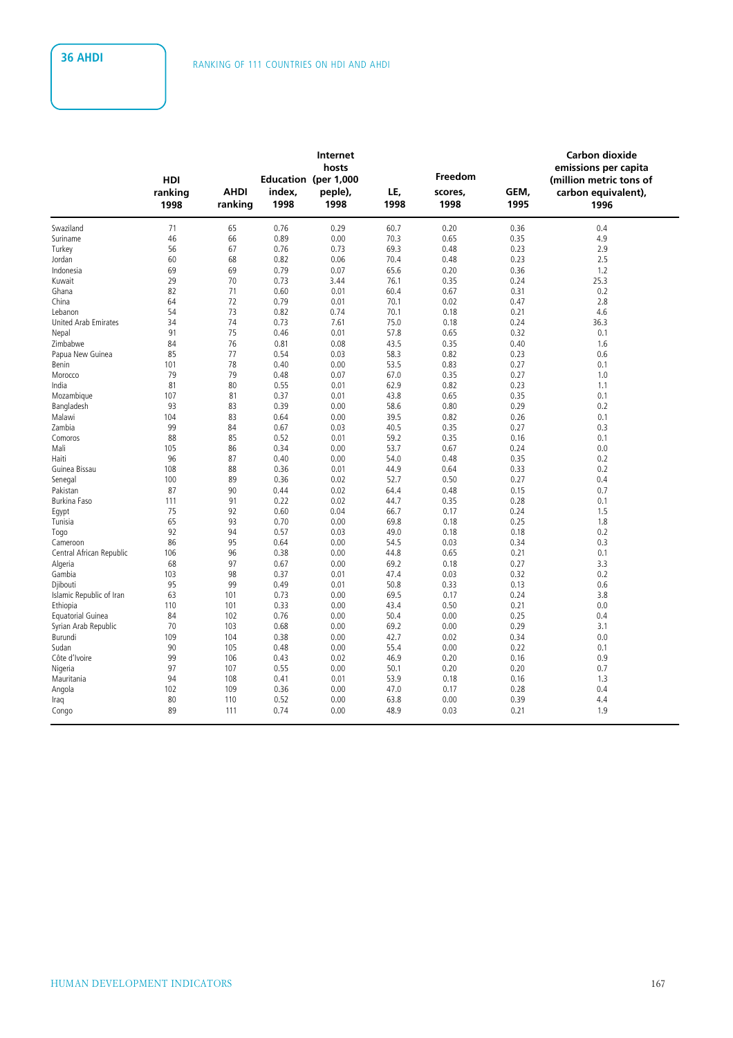## RANKING OF 111 COUNTRIES ON HDI AND AHDI

| | HDI ranking 1998 | AHDI ranking | Education index, 1998 | Internet hosts (per 1,000 peple), 1998 | LE, 1998 | Freedom scores, 1998 | GEM, 1995 | Carbon dioxide emissions per capita (million metric tons of carbon equivalent), 1996 |
|---|---|---|---|---|---|---|---|---|
| Swaziland | 71 | 65 | 0.76 | 0.29 | 60.7 | 0.20 | 0.36 | 0.4 |
| Suriname | 46 | 66 | 0.89 | 0.00 | 70.3 | 0.65 | 0.35 | 4.9 |
| Turkey | 56 | 67 | 0.76 | 0.73 | 69.3 | 0.48 | 0.23 | 2.9 |
| Jordan | 60 | 68 | 0.82 | 0.06 | 70.4 | 0.48 | 0.23 | 2.5 |
| Indonesia | 69 | 69 | 0.79 | 0.07 | 65.6 | 0.20 | 0.36 | 1.2 |
| Kuwait | 29 | 70 | 0.73 | 3.44 | 76.1 | 0.35 | 0.24 | 25.3 |
| Ghana | 82 | 71 | 0.60 | 0.01 | 60.4 | 0.67 | 0.31 | 0.2 |
| China | 64 | 72 | 0.79 | 0.01 | 70.1 | 0.02 | 0.47 | 2.8 |
| Lebanon | 54 | 73 | 0.82 | 0.74 | 70.1 | 0.18 | 0.21 | 4.6 |
| United Arab Emirates | 34 | 74 | 0.73 | 7.61 | 75.0 | 0.18 | 0.24 | 36.3 |
| Nepal | 91 | 75 | 0.46 | 0.01 | 57.8 | 0.65 | 0.32 | 0.1 |
| Zimbabwe | 84 | 76 | 0.81 | 0.08 | 43.5 | 0.35 | 0.40 | 1.6 |
| Papua New Guinea | 85 | 77 | 0.54 | 0.03 | 58.3 | 0.82 | 0.23 | 0.6 |
| Benin | 101 | 78 | 0.40 | 0.00 | 53.5 | 0.83 | 0.27 | 0.1 |
| Morocco | 79 | 79 | 0.48 | 0.07 | 67.0 | 0.35 | 0.27 | 1.0 |
| India | 81 | 80 | 0.55 | 0.01 | 62.9 | 0.82 | 0.23 | 1.1 |
| Mozambique | 107 | 81 | 0.37 | 0.01 | 43.8 | 0.65 | 0.35 | 0.1 |
| Bangladesh | 93 | 83 | 0.39 | 0.00 | 58.6 | 0.80 | 0.29 | 0.2 |
| Malawi | 104 | 83 | 0.64 | 0.00 | 39.5 | 0.82 | 0.26 | 0.1 |
| Zambia | 99 | 84 | 0.67 | 0.03 | 40.5 | 0.35 | 0.27 | 0.3 |
| Comoros | 88 | 85 | 0.52 | 0.01 | 59.2 | 0.35 | 0.16 | 0.1 |
| Mali | 105 | 86 | 0.34 | 0.00 | 53.7 | 0.67 | 0.24 | 0.0 |
| Haiti | 96 | 87 | 0.40 | 0.00 | 54.0 | 0.48 | 0.35 | 0.2 |
| Guinea Bissau | 108 | 88 | 0.36 | 0.01 | 44.9 | 0.64 | 0.33 | 0.2 |
| Senegal | 100 | 89 | 0.36 | 0.02 | 52.7 | 0.50 | 0.27 | 0.4 |
| Pakistan | 87 | 90 | 0.44 | 0.02 | 64.4 | 0.48 | 0.15 | 0.7 |
| Burkina Faso | 111 | 91 | 0.22 | 0.02 | 44.7 | 0.35 | 0.28 | 0.1 |
| Egypt | 75 | 92 | 0.60 | 0.04 | 66.7 | 0.17 | 0.24 | 1.5 |
| Tunisia | 65 | 93 | 0.70 | 0.00 | 69.8 | 0.18 | 0.25 | 1.8 |
| Togo | 92 | 94 | 0.57 | 0.03 | 49.0 | 0.18 | 0.18 | 0.2 |
| Cameroon | 86 | 95 | 0.64 | 0.00 | 54.5 | 0.03 | 0.34 | 0.3 |
| Central African Republic | 106 | 96 | 0.38 | 0.00 | 44.8 | 0.65 | 0.21 | 0.1 |
| Algeria | 68 | 97 | 0.67 | 0.00 | 69.2 | 0.18 | 0.27 | 3.3 |
| Gambia | 103 | 98 | 0.37 | 0.01 | 47.4 | 0.03 | 0.32 | 0.2 |
| Djibouti | 95 | 99 | 0.49 | 0.01 | 50.8 | 0.33 | 0.13 | 0.6 |
| Islamic Republic of Iran | 63 | 101 | 0.73 | 0.00 | 69.5 | 0.17 | 0.24 | 3.8 |
| Ethiopia | 110 | 101 | 0.33 | 0.00 | 43.4 | 0.50 | 0.21 | 0.0 |
| Equatorial Guinea | 84 | 102 | 0.76 | 0.00 | 50.4 | 0.00 | 0.25 | 0.4 |
| Syrian Arab Republic | 70 | 103 | 0.68 | 0.00 | 69.2 | 0.00 | 0.29 | 3.1 |
| Burundi | 109 | 104 | 0.38 | 0.00 | 42.7 | 0.02 | 0.34 | 0.0 |
| Sudan | 90 | 105 | 0.48 | 0.00 | 55.4 | 0.00 | 0.22 | 0.1 |
| Côte d'Ivoire | 99 | 106 | 0.43 | 0.02 | 46.9 | 0.20 | 0.16 | 0.9 |
| Nigeria | 97 | 107 | 0.55 | 0.00 | 50.1 | 0.20 | 0.20 | 0.7 |
| Mauritania | 94 | 108 | 0.41 | 0.01 | 53.9 | 0.18 | 0.16 | 1.3 |
| Angola | 102 | 109 | 0.36 | 0.00 | 47.0 | 0.17 | 0.28 | 0.4 |
| Iraq | 80 | 110 | 0.52 | 0.00 | 63.8 | 0.00 | 0.39 | 4.4 |
| Congo | 89 | 111 | 0.74 | 0.00 | 48.9 | 0.03 | 0.21 | 1.9 |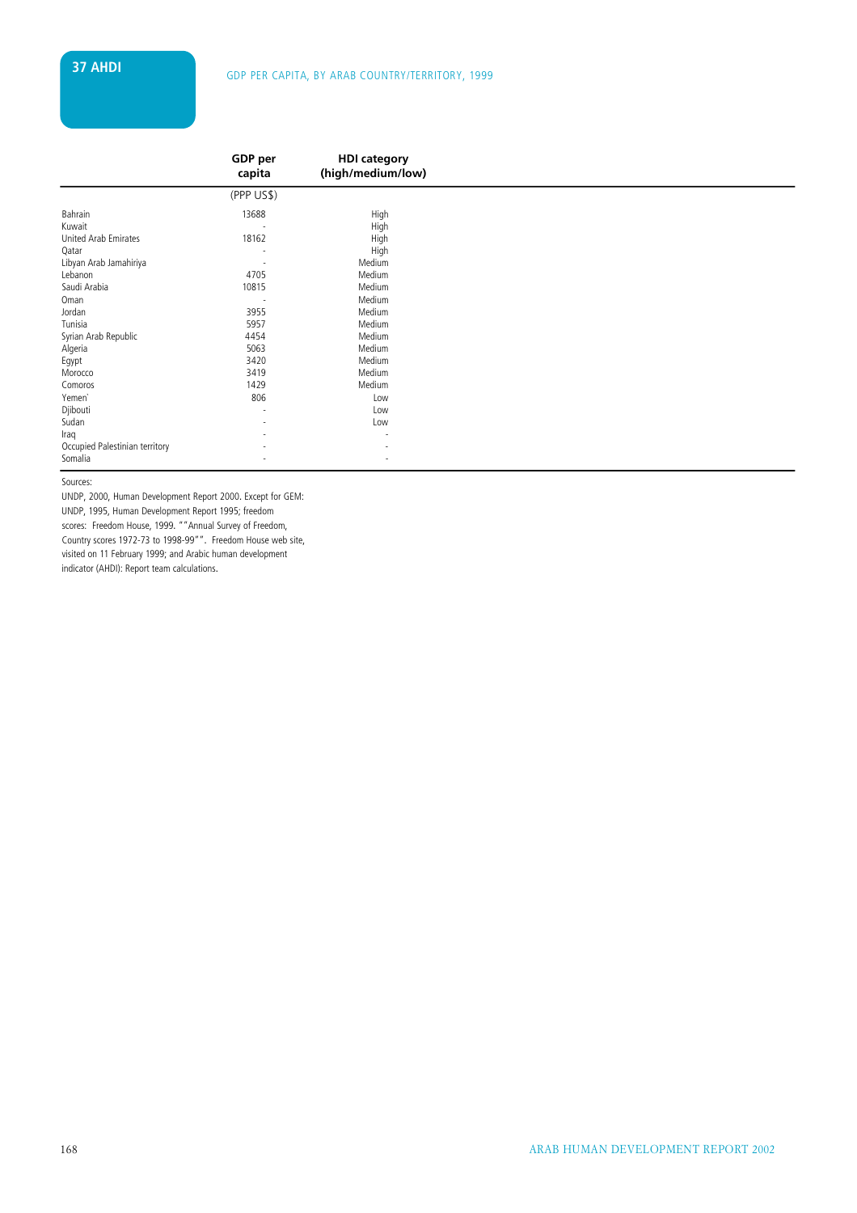## 37 AHDI

### GDP PER CAPITA, BY ARAB COUNTRY/TERRITORY, 1999

| | GDP per capita | HDI category (high/medium/low) |
|---|---|---|
| | (PPP US$) | |
| Bahrain | 13688 | High |
| Kuwait | - | High |
| United Arab Emirates | 18162 | High |
| Qatar | - | High |
| Libyan Arab Jamahiriya | - | Medium |
| Lebanon | 4705 | Medium |
| Saudi Arabia | 10815 | Medium |
| Oman | - | Medium |
| Jordan | 3955 | Medium |
| Tunisia | 5957 | Medium |
| Syrian Arab Republic | 4454 | Medium |
| Algeria | 5063 | Medium |
| Egypt | 3420 | Medium |
| Morocco | 3419 | Medium |
| Comoros | 1429 | Medium |
| Yemen' | 806 | Low |
| Djibouti | - | Low |
| Sudan | - | Low |
| Iraq | - | - |
| Occupied Palestinian territory | - | - |
| Somalia | - | - |

Sources:
UNDP, 2000, Human Development Report 2000. Except for GEM: UNDP, 1995, Human Development Report 1995; freedom scores: Freedom House, 1999. ""Annual Survey of Freedom, Country scores 1972-73 to 1998-99"". Freedom House web site, visited on 11 February 1999; and Arabic human development indicator (AHDI): Report team calculations.